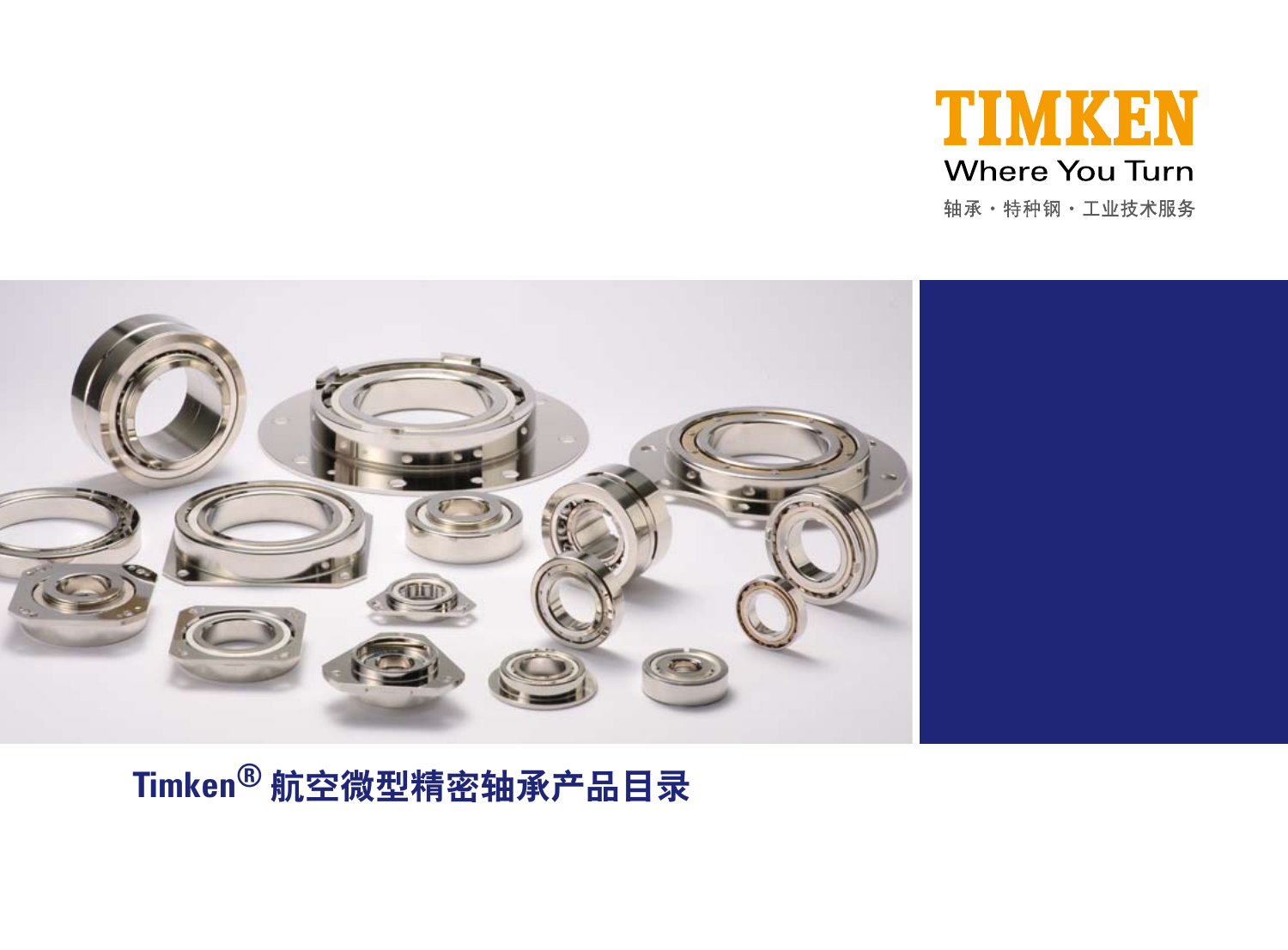TIMKEN

Where You Turn

轴承・特种钢・工业技术服务

# Timken® 航空微型精密轴承产品目录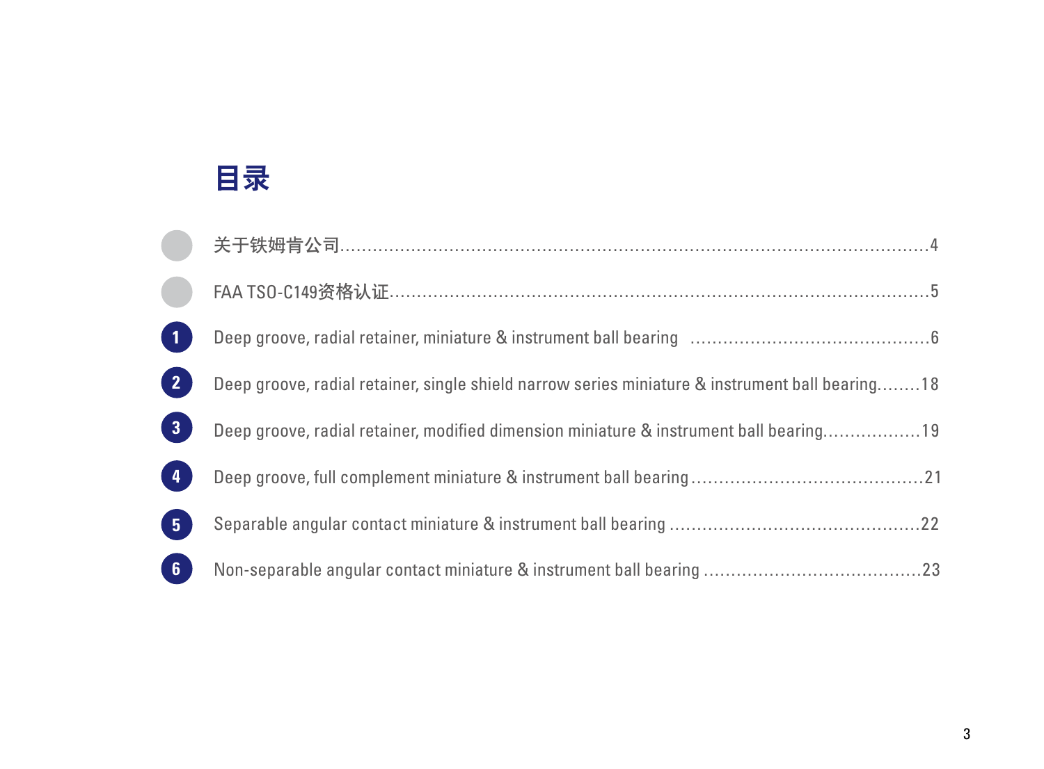# 目录

- 关于铁姆肯公司......4
- FAA TSO-C149资格认证......5
- 1 Deep groove, radial retainer, miniature & instrument ball bearing ......6
- 2 Deep groove, radial retainer, single shield narrow series miniature & instrument ball bearing......18
- 3 Deep groove, radial retainer, modified dimension miniature & instrument ball bearing......19
- 4 Deep groove, full complement miniature & instrument ball bearing......21
- 5 Separable angular contact miniature & instrument ball bearing ......22
- 6 Non-separable angular contact miniature & instrument ball bearing ......23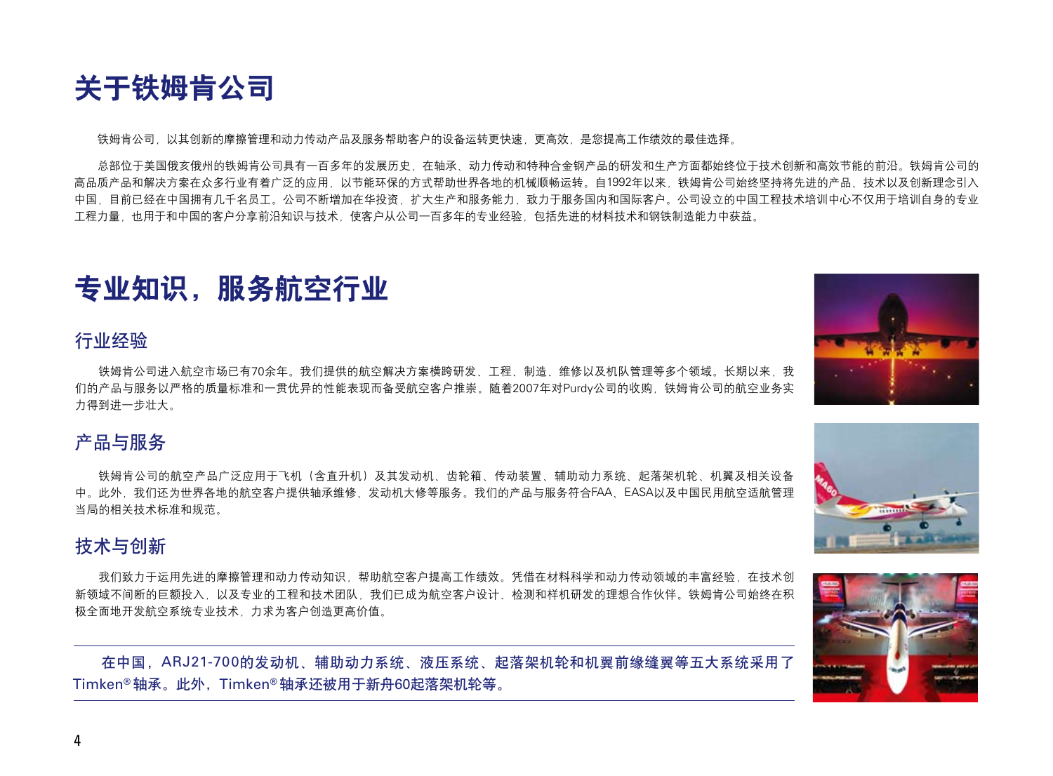# 关于铁姆肯公司

铁姆肯公司，以其创新的摩擦管理和动力传动产品及服务帮助客户的设备运转更快速，更高效，是您提高工作绩效的最佳选择。

总部位于美国俄亥俄州的铁姆肯公司具有一百多年的发展历史，在轴承、动力传动和特种合金钢产品的研发和生产方面都始终位于技术创新和高效节能的前沿。铁姆肯公司的高品质产品和解决方案在众多行业有着广泛的应用，以节能环保的方式帮助世界各地的机械顺畅运转。自1992年以来，铁姆肯公司始终坚持将先进的产品、技术以及创新理念引入中国，目前已经在中国拥有几千名员工。公司不断增加在华投资，扩大生产和服务能力，致力于服务国内和国际客户。公司设立的中国工程技术培训中心不仅用于培训自身的专业工程力量，也用于和中国的客户分享前沿知识与技术，使客户从公司一百多年的专业经验，包括先进的材料技术和钢铁制造能力中获益。

# 专业知识，服务航空行业

## 行业经验

铁姆肯公司进入航空市场已有70余年。我们提供的航空解决方案横跨研发、工程、制造、维修以及机队管理等多个领域。长期以来，我们的产品与服务以严格的质量标准和一贯优异的性能表现而备受航空客户推崇。随着2007年对Purdy公司的收购，铁姆肯公司的航空业务实力得到进一步壮大。

## 产品与服务

铁姆肯公司的航空产品广泛应用于飞机（含直升机）及其发动机、齿轮箱、传动装置、辅助动力系统、起落架机轮、机翼及相关设备中。此外，我们还为世界各地的航空客户提供轴承维修、发动机大修等服务。我们的产品与服务符合FAA、EASA以及中国民用航空适航管理当局的相关技术标准和规范。

## 技术与创新

我们致力于运用先进的摩擦管理和动力传动知识，帮助航空客户提高工作绩效。凭借在材料科学和动力传动领域的丰富经验，在技术创新领域不间断的巨额投入，以及专业的工程和技术团队，我们已成为航空客户设计、检测和样机研发的理想合作伙伴。铁姆肯公司始终在积极全面地开发航空系统专业技术，力求为客户创造更高价值。

---

在中国，ARJ21-700的发动机、辅助动力系统、液压系统、起落架机轮和机翼前缘缝翼等五大系统采用了Timken® 轴承。此外，Timken® 轴承还被用于新舟60起落架机轮等。

---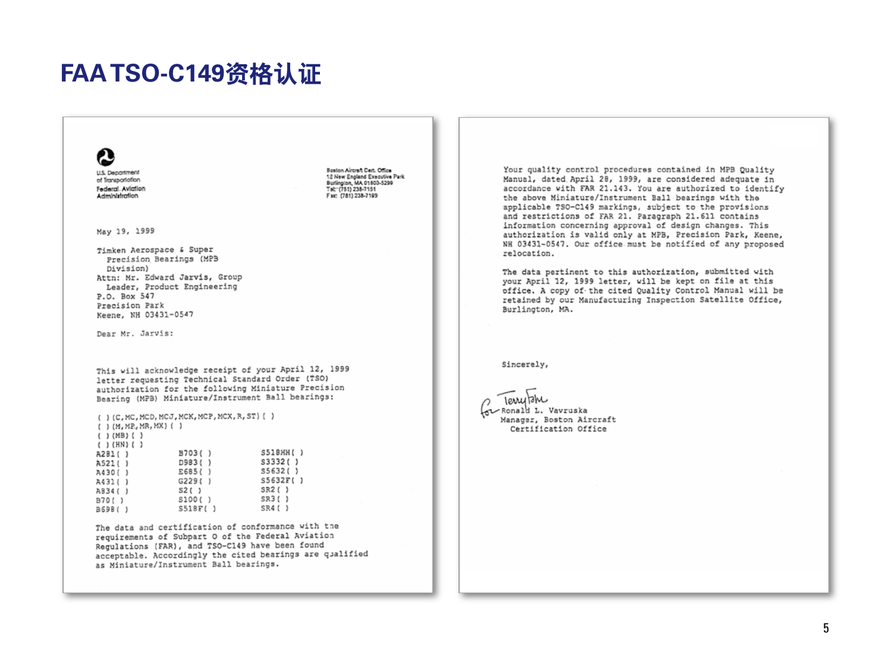# FAA TSO-C149资格认证

U.S. Department of Transportation
Federal Aviation Administration

Boston Aircraft Cert. Office
12 New England Executive Park
Burlington, MA 01803-5299
Tel: (781) 238-7151
Fax: (781) 238-7199

May 19, 1999

Timken Aerospace & Super Precision Bearings (MPB Division)
Attn: Mr. Edward Jarvis, Group Leader, Product Engineering
P.O. Box 547
Precision Park
Keene, NH 03431-0547

Dear Mr. Jarvis:

This will acknowledge receipt of your April 12, 1999 letter requesting Technical Standard Order (TSO) authorization for the following Miniature Precision Bearing (MPB) Miniature/Instrument Ball bearings:

( ) (C, MC, MCD, MCJ, MCK, MCP, MCX, R, ST) ( )
( ) (M, MP, MR, MX) ( )
( ) (MB) ( )
( ) (HN) ( )

| | | |
|---|---|---|
| A281( ) | B703( ) | S518HH( ) |
| A521( ) | D983( ) | S3332( ) |
| A430( ) | E685( ) | S5632( ) |
| A431( ) | G229( ) | S5632F( ) |
| A834( ) | S2( ) | SR2( ) |
| B70( ) | S100( ) | SR3( ) |
| B698( ) | S518F( ) | SR4( ) |

The data and certification of conformance with the requirements of Subpart O of the Federal Aviation Regulations (FAR), and TSO-C149 have been found acceptable. Accordingly the cited bearings are qualified as Miniature/Instrument Ball bearings.

Your quality control procedures contained in MPB Quality Manual, dated April 28, 1999, are considered adequate in accordance with FAR 21.143. You are authorized to identify the above Miniature/Instrument Ball bearings with the applicable TSO-C149 markings, subject to the provisions and restrictions of FAR 21. Paragraph 21.611 contains information concerning approval of design changes. This authorization is valid only at MPB, Precision Park, Keene, NH 03431-0547. Our office must be notified of any proposed relocation.

The data pertinent to this authorization, submitted with your April 12, 1999 letter, will be kept on file at this office. A copy of the cited Quality Control Manual will be retained by our Manufacturing Inspection Satellite Office, Burlington, MA.

Sincerely,

for Ronald L. Vavruska
Manager, Boston Aircraft Certification Office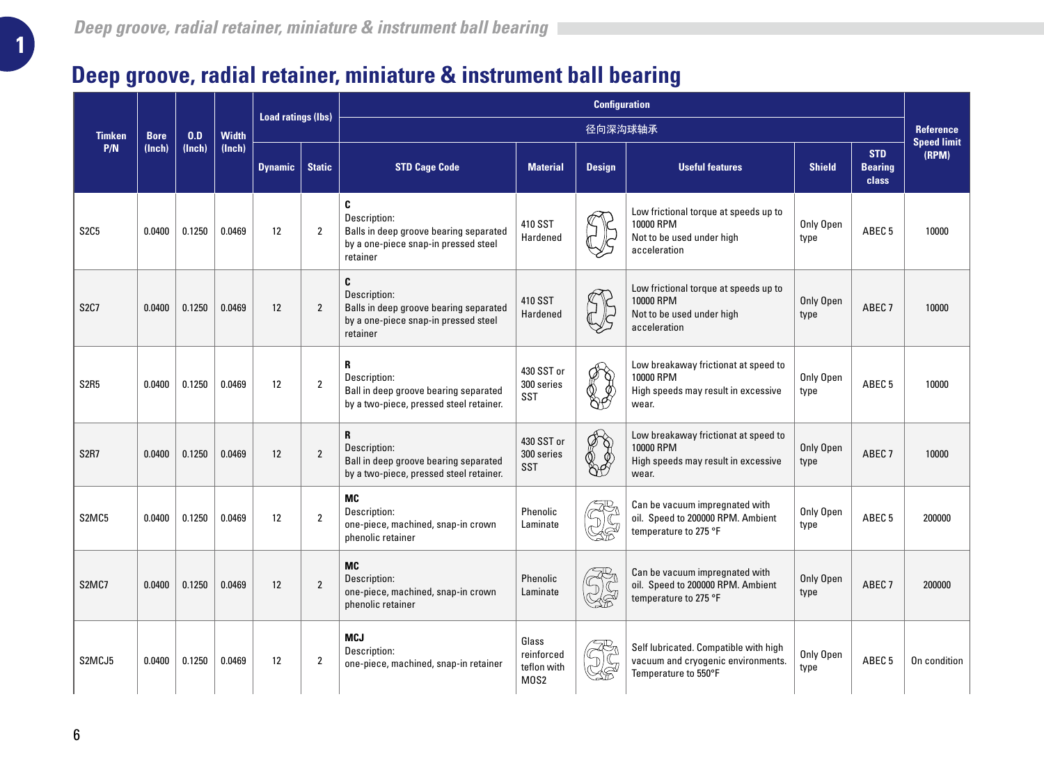# Deep groove, radial retainer, miniature & instrument ball bearing

| Timken P/N | Bore (Inch) | O.D (Inch) | Width (Inch) | Load ratings (lbs) | | Configuration 径向深沟球轴承 | | | | | | Reference Speed limit (RPM) |
|---|---|---|---|---|---|---|---|---|---|---|---|---|
| | | | | Dynamic | Static | STD Cage Code | Material | Design | Useful features | Shield | STD Bearing class | |
| S2C5 | 0.0400 | 0.1250 | 0.0469 | 12 | 2 | **C** Description: Balls in deep groove bearing separated by a one-piece snap-in pressed steel retainer | 410 SST Hardened | | Low frictional torque at speeds up to 10000 RPM Not to be used under high acceleration | Only Open type | ABEC 5 | 10000 |
| S2C7 | 0.0400 | 0.1250 | 0.0469 | 12 | 2 | **C** Description: Balls in deep groove bearing separated by a one-piece snap-in pressed steel retainer | 410 SST Hardened | | Low frictional torque at speeds up to 10000 RPM Not to be used under high acceleration | Only Open type | ABEC 7 | 10000 |
| S2R5 | 0.0400 | 0.1250 | 0.0469 | 12 | 2 | **R** Description: Ball in deep groove bearing separated by a two-piece, pressed steel retainer. | 430 SST or 300 series SST | | Low breakaway frictionat at speed to 10000 RPM High speeds may result in excessive wear. | Only Open type | ABEC 5 | 10000 |
| S2R7 | 0.0400 | 0.1250 | 0.0469 | 12 | 2 | **R** Description: Ball in deep groove bearing separated by a two-piece, pressed steel retainer. | 430 SST or 300 series SST | | Low breakaway frictionat at speed to 10000 RPM High speeds may result in excessive wear. | Only Open type | ABEC 7 | 10000 |
| S2MC5 | 0.0400 | 0.1250 | 0.0469 | 12 | 2 | **MC** Description: one-piece, machined, snap-in crown phenolic retainer | Phenolic Laminate | | Can be vacuum impregnated with oil. Speed to 200000 RPM. Ambient temperature to 275 °F | Only Open type | ABEC 5 | 200000 |
| S2MC7 | 0.0400 | 0.1250 | 0.0469 | 12 | 2 | **MC** Description: one-piece, machined, snap-in crown phenolic retainer | Phenolic Laminate | | Can be vacuum impregnated with oil. Speed to 200000 RPM. Ambient temperature to 275 °F | Only Open type | ABEC 7 | 200000 |
| S2MCJ5 | 0.0400 | 0.1250 | 0.0469 | 12 | 2 | **MCJ** Description: one-piece, machined, snap-in retainer | Glass reinforced teflon with MOS2 | | Self lubricated. Compatible with high vacuum and cryogenic environments. Temperature to 550°F | Only Open type | ABEC 5 | On condition |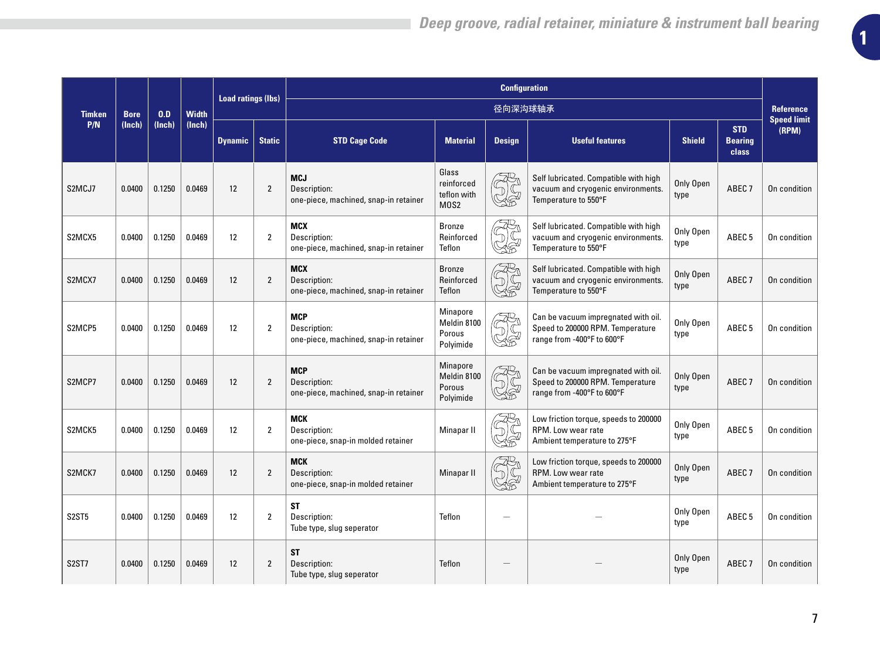| Timken P/N | Bore (Inch) | O.D (Inch) | Width (Inch) | Load ratings (lbs) | | Configuration 径向深沟球轴承 | | | | | | Reference Speed limit (RPM) |
|---|---|---|---|---|---|---|---|---|---|---|---|---|
| | | | | Dynamic | Static | STD Cage Code | Material | Design | Useful features | Shield | STD Bearing class | |
| S2MCJ7 | 0.0400 | 0.1250 | 0.0469 | 12 | 2 | **MCJ** Description: one-piece, machined, snap-in retainer | Glass reinforced teflon with MOS2 | | Self lubricated. Compatible with high vacuum and cryogenic environments. Temperature to 550°F | Only Open type | ABEC 7 | On condition |
| S2MCX5 | 0.0400 | 0.1250 | 0.0469 | 12 | 2 | **MCX** Description: one-piece, machined, snap-in retainer | Bronze Reinforced Teflon | | Self lubricated. Compatible with high vacuum and cryogenic environments. Temperature to 550°F | Only Open type | ABEC 5 | On condition |
| S2MCX7 | 0.0400 | 0.1250 | 0.0469 | 12 | 2 | **MCX** Description: one-piece, machined, snap-in retainer | Bronze Reinforced Teflon | | Self lubricated. Compatible with high vacuum and cryogenic environments. Temperature to 550°F | Only Open type | ABEC 7 | On condition |
| S2MCP5 | 0.0400 | 0.1250 | 0.0469 | 12 | 2 | **MCP** Description: one-piece, machined, snap-in retainer | Minapore Meldin 8100 Porous Polyimide | | Can be vacuum impregnated with oil. Speed to 200000 RPM. Temperature range from -400°F to 600°F | Only Open type | ABEC 5 | On condition |
| S2MCP7 | 0.0400 | 0.1250 | 0.0469 | 12 | 2 | **MCP** Description: one-piece, machined, snap-in retainer | Minapore Meldin 8100 Porous Polyimide | | Can be vacuum impregnated with oil. Speed to 200000 RPM. Temperature range from -400°F to 600°F | Only Open type | ABEC 7 | On condition |
| S2MCK5 | 0.0400 | 0.1250 | 0.0469 | 12 | 2 | **MCK** Description: one-piece, snap-in molded retainer | Minapar II | | Low friction torque, speeds to 200000 RPM. Low wear rate Ambient temperature to 275°F | Only Open type | ABEC 5 | On condition |
| S2MCK7 | 0.0400 | 0.1250 | 0.0469 | 12 | 2 | **MCK** Description: one-piece, snap-in molded retainer | Minapar II | | Low friction torque, speeds to 200000 RPM. Low wear rate Ambient temperature to 275°F | Only Open type | ABEC 7 | On condition |
| S2ST5 | 0.0400 | 0.1250 | 0.0469 | 12 | 2 | **ST** Description: Tube type, slug seperator | Teflon | — | — | Only Open type | ABEC 5 | On condition |
| S2ST7 | 0.0400 | 0.1250 | 0.0469 | 12 | 2 | **ST** Description: Tube type, slug seperator | Teflon | — | — | Only Open type | ABEC 7 | On condition |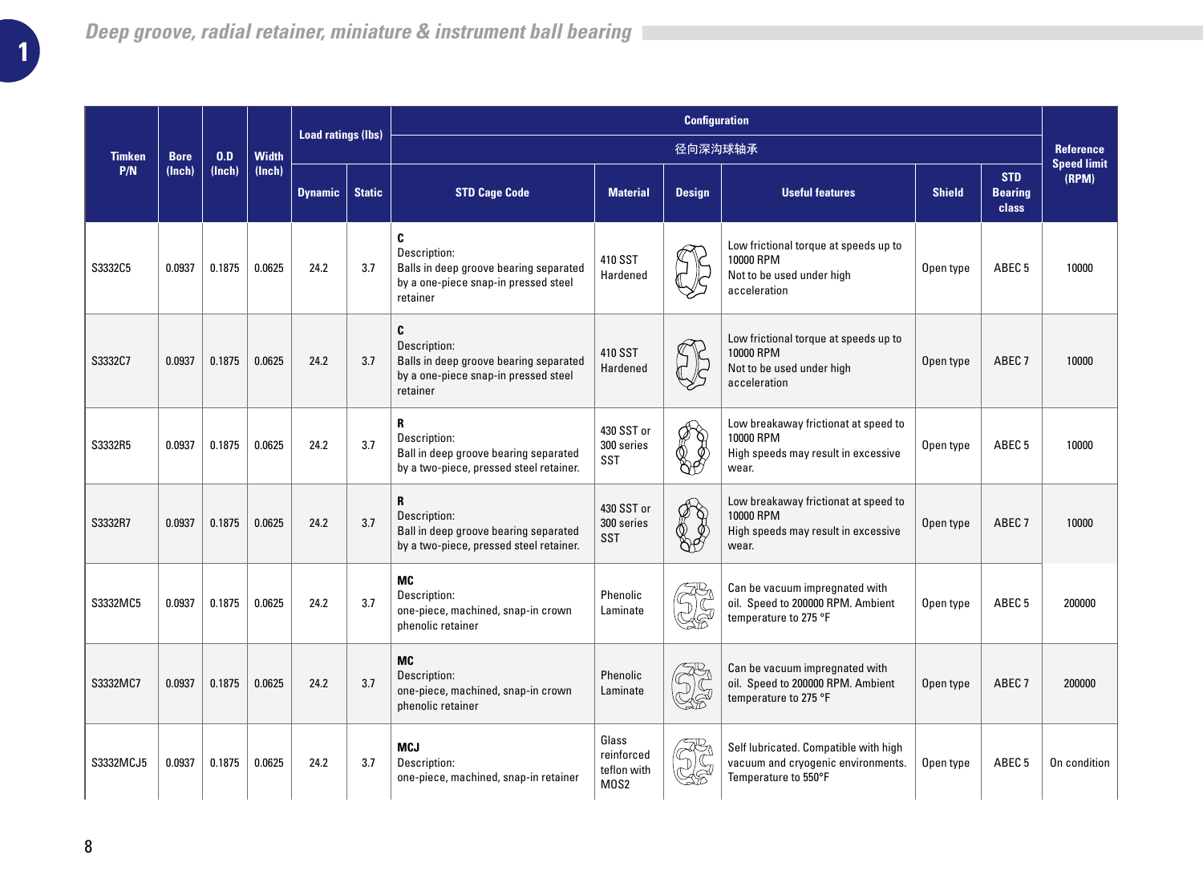## Deep groove, radial retainer, miniature & instrument ball bearing

| Timken P/N | Bore (Inch) | O.D (Inch) | Width (Inch) | Load ratings (lbs) | | Configuration 径向深沟球轴承 | | | | | | Reference Speed limit (RPM) |
|---|---|---|---|---|---|---|---|---|---|---|---|---|
| | | | | Dynamic | Static | STD Cage Code | Material | Design | Useful features | Shield | STD Bearing class | |
| S3332C5 | 0.0937 | 0.1875 | 0.0625 | 24.2 | 3.7 | **C** Description: Balls in deep groove bearing separated by a one-piece snap-in pressed steel retainer | 410 SST Hardened | | Low frictional torque at speeds up to 10000 RPM Not to be used under high acceleration | Open type | ABEC 5 | 10000 |
| S3332C7 | 0.0937 | 0.1875 | 0.0625 | 24.2 | 3.7 | **C** Description: Balls in deep groove bearing separated by a one-piece snap-in pressed steel retainer | 410 SST Hardened | | Low frictional torque at speeds up to 10000 RPM Not to be used under high acceleration | Open type | ABEC 7 | 10000 |
| S3332R5 | 0.0937 | 0.1875 | 0.0625 | 24.2 | 3.7 | **R** Description: Ball in deep groove bearing separated by a two-piece, pressed steel retainer. | 430 SST or 300 series SST | | Low breakaway frictionat at speed to 10000 RPM High speeds may result in excessive wear. | Open type | ABEC 5 | 10000 |
| S3332R7 | 0.0937 | 0.1875 | 0.0625 | 24.2 | 3.7 | **R** Description: Ball in deep groove bearing separated by a two-piece, pressed steel retainer. | 430 SST or 300 series SST | | Low breakaway frictionat at speed to 10000 RPM High speeds may result in excessive wear. | Open type | ABEC 7 | 10000 |
| S3332MC5 | 0.0937 | 0.1875 | 0.0625 | 24.2 | 3.7 | **MC** Description: one-piece, machined, snap-in crown phenolic retainer | Phenolic Laminate | | Can be vacuum impregnated with oil. Speed to 200000 RPM. Ambient temperature to 275 °F | Open type | ABEC 5 | 200000 |
| S3332MC7 | 0.0937 | 0.1875 | 0.0625 | 24.2 | 3.7 | **MC** Description: one-piece, machined, snap-in crown phenolic retainer | Phenolic Laminate | | Can be vacuum impregnated with oil. Speed to 200000 RPM. Ambient temperature to 275 °F | Open type | ABEC 7 | 200000 |
| S3332MCJ5 | 0.0937 | 0.1875 | 0.0625 | 24.2 | 3.7 | **MCJ** Description: one-piece, machined, snap-in retainer | Glass reinforced teflon with MOS2 | | Self lubricated. Compatible with high vacuum and cryogenic environments. Temperature to 550°F | Open type | ABEC 5 | On condition |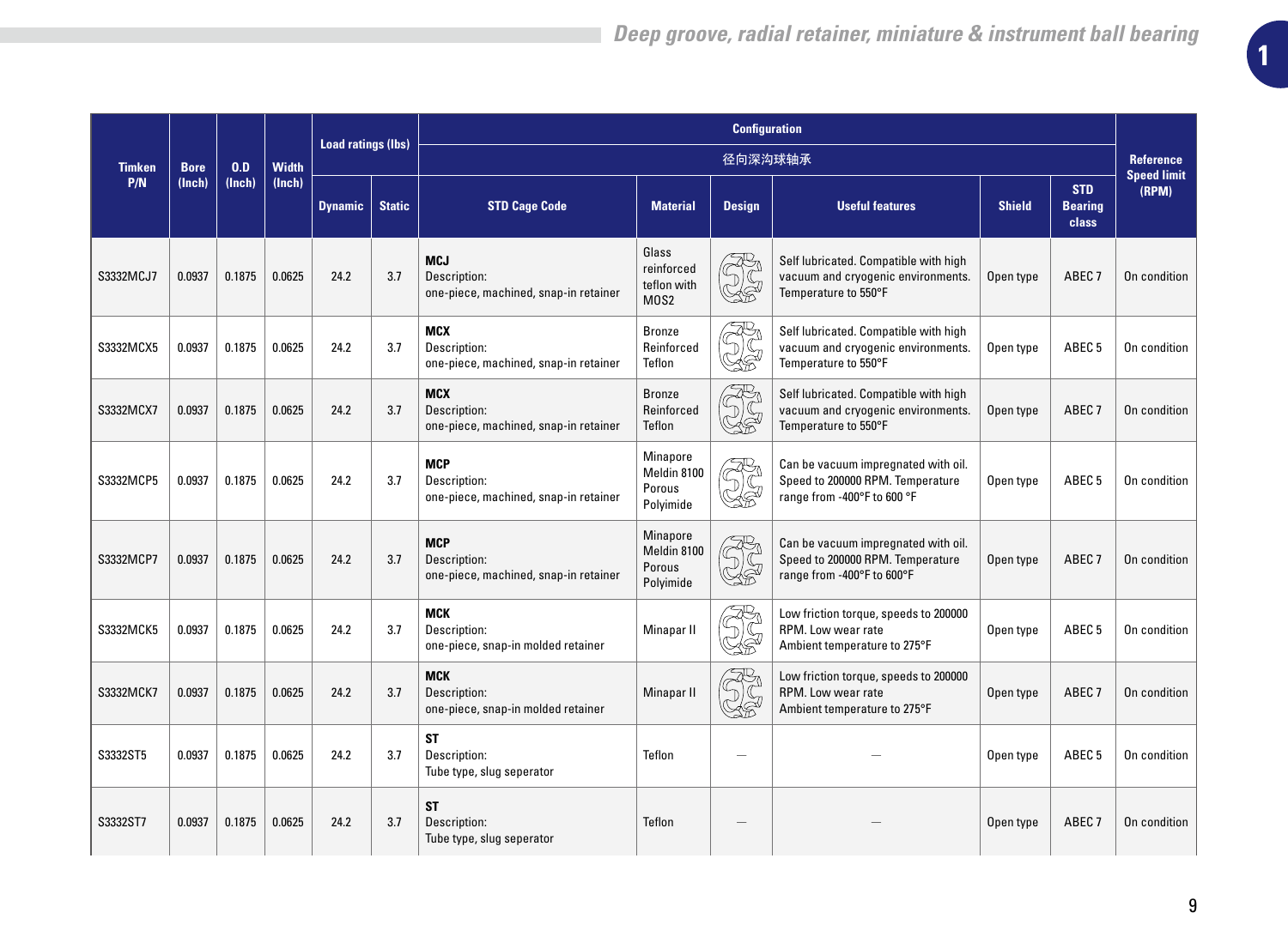| Timken P/N | Bore (Inch) | O.D (Inch) | Width (Inch) | Load ratings (lbs) | | Configuration 径向深沟球轴承 | | | | | | Reference Speed limit (RPM) |
|---|---|---|---|---|---|---|---|---|---|---|---|---|
| | | | | Dynamic | Static | STD Cage Code | Material | Design | Useful features | Shield | STD Bearing class | |
| S3332MCJ7 | 0.0937 | 0.1875 | 0.0625 | 24.2 | 3.7 | **MCJ** Description: one-piece, machined, snap-in retainer | Glass reinforced teflon with MOS2 | | Self lubricated. Compatible with high vacuum and cryogenic environments. Temperature to 550°F | Open type | ABEC 7 | On condition |
| S3332MCX5 | 0.0937 | 0.1875 | 0.0625 | 24.2 | 3.7 | **MCX** Description: one-piece, machined, snap-in retainer | Bronze Reinforced Teflon | | Self lubricated. Compatible with high vacuum and cryogenic environments. Temperature to 550°F | Open type | ABEC 5 | On condition |
| S3332MCX7 | 0.0937 | 0.1875 | 0.0625 | 24.2 | 3.7 | **MCX** Description: one-piece, machined, snap-in retainer | Bronze Reinforced Teflon | | Self lubricated. Compatible with high vacuum and cryogenic environments. Temperature to 550°F | Open type | ABEC 7 | On condition |
| S3332MCP5 | 0.0937 | 0.1875 | 0.0625 | 24.2 | 3.7 | **MCP** Description: one-piece, machined, snap-in retainer | Minapore Meldin 8100 Porous Polyimide | | Can be vacuum impregnated with oil. Speed to 200000 RPM. Temperature range from -400°F to 600 °F | Open type | ABEC 5 | On condition |
| S3332MCP7 | 0.0937 | 0.1875 | 0.0625 | 24.2 | 3.7 | **MCP** Description: one-piece, machined, snap-in retainer | Minapore Meldin 8100 Porous Polyimide | | Can be vacuum impregnated with oil. Speed to 200000 RPM. Temperature range from -400°F to 600°F | Open type | ABEC 7 | On condition |
| S3332MCK5 | 0.0937 | 0.1875 | 0.0625 | 24.2 | 3.7 | **MCK** Description: one-piece, snap-in molded retainer | Minapar II | | Low friction torque, speeds to 200000 RPM. Low wear rate Ambient temperature to 275°F | Open type | ABEC 5 | On condition |
| S3332MCK7 | 0.0937 | 0.1875 | 0.0625 | 24.2 | 3.7 | **MCK** Description: one-piece, snap-in molded retainer | Minapar II | | Low friction torque, speeds to 200000 RPM. Low wear rate Ambient temperature to 275°F | Open type | ABEC 7 | On condition |
| S3332ST5 | 0.0937 | 0.1875 | 0.0625 | 24.2 | 3.7 | **ST** Description: Tube type, slug seperator | Teflon | — | — | Open type | ABEC 5 | On condition |
| S3332ST7 | 0.0937 | 0.1875 | 0.0625 | 24.2 | 3.7 | **ST** Description: Tube type, slug seperator | Teflon | — | — | Open type | ABEC 7 | On condition |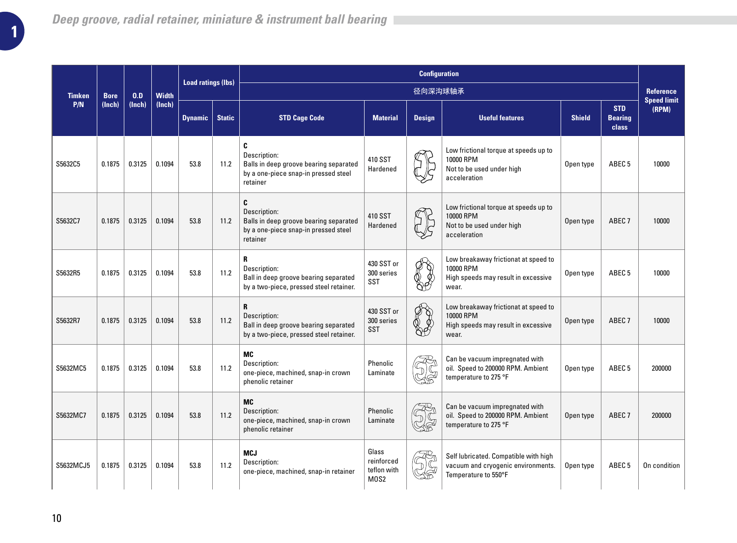# Deep groove, radial retainer, miniature & instrument ball bearing

| Timken P/N | Bore (Inch) | O.D (Inch) | Width (Inch) | Load ratings (lbs) | | Configuration | | | | | | Reference Speed limit (RPM) |
|---|---|---|---|---|---|---|---|---|---|---|---|---|
| | | | | | | 径向深沟球轴承 | | | | | | |
| | | | | Dynamic | Static | STD Cage Code | Material | Design | Useful features | Shield | STD Bearing class | |
| S5632C5 | 0.1875 | 0.3125 | 0.1094 | 53.8 | 11.2 | **C** Description: Balls in deep groove bearing separated by a one-piece snap-in pressed steel retainer | 410 SST Hardened | | Low frictional torque at speeds up to 10000 RPM Not to be used under high acceleration | Open type | ABEC 5 | 10000 |
| S5632C7 | 0.1875 | 0.3125 | 0.1094 | 53.8 | 11.2 | **C** Description: Balls in deep groove bearing separated by a one-piece snap-in pressed steel retainer | 410 SST Hardened | | Low frictional torque at speeds up to 10000 RPM Not to be used under high acceleration | Open type | ABEC 7 | 10000 |
| S5632R5 | 0.1875 | 0.3125 | 0.1094 | 53.8 | 11.2 | **R** Description: Ball in deep groove bearing separated by a two-piece, pressed steel retainer. | 430 SST or 300 series SST | | Low breakaway frictionat at speed to 10000 RPM High speeds may result in excessive wear. | Open type | ABEC 5 | 10000 |
| S5632R7 | 0.1875 | 0.3125 | 0.1094 | 53.8 | 11.2 | **R** Description: Ball in deep groove bearing separated by a two-piece, pressed steel retainer. | 430 SST or 300 series SST | | Low breakaway frictionat at speed to 10000 RPM High speeds may result in excessive wear. | Open type | ABEC 7 | 10000 |
| S5632MC5 | 0.1875 | 0.3125 | 0.1094 | 53.8 | 11.2 | **MC** Description: one-piece, machined, snap-in crown phenolic retainer | Phenolic Laminate | | Can be vacuum impregnated with oil. Speed to 200000 RPM. Ambient temperature to 275 °F | Open type | ABEC 5 | 200000 |
| S5632MC7 | 0.1875 | 0.3125 | 0.1094 | 53.8 | 11.2 | **MC** Description: one-piece, machined, snap-in crown phenolic retainer | Phenolic Laminate | | Can be vacuum impregnated with oil. Speed to 200000 RPM. Ambient temperature to 275 °F | Open type | ABEC 7 | 200000 |
| S5632MCJ5 | 0.1875 | 0.3125 | 0.1094 | 53.8 | 11.2 | **MCJ** Description: one-piece, machined, snap-in retainer | Glass reinforced teflon with MOS2 | | Self lubricated. Compatible with high vacuum and cryogenic environments. Temperature to 550°F | Open type | ABEC 5 | On condition |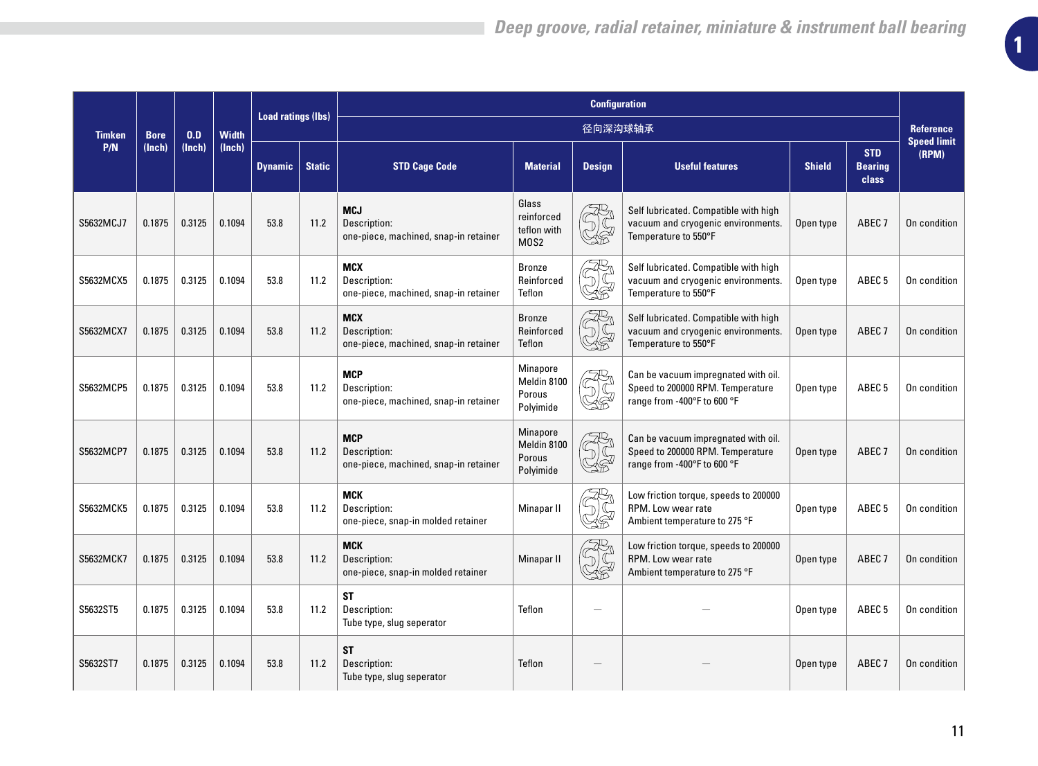| Timken P/N | Bore (Inch) | O.D (Inch) | Width (Inch) | Load ratings (lbs) | | Configuration 径向深沟球轴承 | | | | | | Reference Speed limit (RPM) |
|---|---|---|---|---|---|---|---|---|---|---|---|---|
| | | | | Dynamic | Static | STD Cage Code | Material | Design | Useful features | Shield | STD Bearing class | |
| S5632MCJ7 | 0.1875 | 0.3125 | 0.1094 | 53.8 | 11.2 | **MCJ** Description: one-piece, machined, snap-in retainer | Glass reinforced teflon with MOS2 | | Self lubricated. Compatible with high vacuum and cryogenic environments. Temperature to 550°F | Open type | ABEC 7 | On condition |
| S5632MCX5 | 0.1875 | 0.3125 | 0.1094 | 53.8 | 11.2 | **MCX** Description: one-piece, machined, snap-in retainer | Bronze Reinforced Teflon | | Self lubricated. Compatible with high vacuum and cryogenic environments. Temperature to 550°F | Open type | ABEC 5 | On condition |
| S5632MCX7 | 0.1875 | 0.3125 | 0.1094 | 53.8 | 11.2 | **MCX** Description: one-piece, machined, snap-in retainer | Bronze Reinforced Teflon | | Self lubricated. Compatible with high vacuum and cryogenic environments. Temperature to 550°F | Open type | ABEC 7 | On condition |
| S5632MCP5 | 0.1875 | 0.3125 | 0.1094 | 53.8 | 11.2 | **MCP** Description: one-piece, machined, snap-in retainer | Minapore Meldin 8100 Porous Polyimide | | Can be vacuum impregnated with oil. Speed to 200000 RPM. Temperature range from -400°F to 600 °F | Open type | ABEC 5 | On condition |
| S5632MCP7 | 0.1875 | 0.3125 | 0.1094 | 53.8 | 11.2 | **MCP** Description: one-piece, machined, snap-in retainer | Minapore Meldin 8100 Porous Polyimide | | Can be vacuum impregnated with oil. Speed to 200000 RPM. Temperature range from -400°F to 600 °F | Open type | ABEC 7 | On condition |
| S5632MCK5 | 0.1875 | 0.3125 | 0.1094 | 53.8 | 11.2 | **MCK** Description: one-piece, snap-in molded retainer | Minapar II | | Low friction torque, speeds to 200000 RPM. Low wear rate Ambient temperature to 275 °F | Open type | ABEC 5 | On condition |
| S5632MCK7 | 0.1875 | 0.3125 | 0.1094 | 53.8 | 11.2 | **MCK** Description: one-piece, snap-in molded retainer | Minapar II | | Low friction torque, speeds to 200000 RPM. Low wear rate Ambient temperature to 275 °F | Open type | ABEC 7 | On condition |
| S5632ST5 | 0.1875 | 0.3125 | 0.1094 | 53.8 | 11.2 | **ST** Description: Tube type, slug seperator | Teflon | — | — | Open type | ABEC 5 | On condition |
| S5632ST7 | 0.1875 | 0.3125 | 0.1094 | 53.8 | 11.2 | **ST** Description: Tube type, slug seperator | Teflon | — | — | Open type | ABEC 7 | On condition |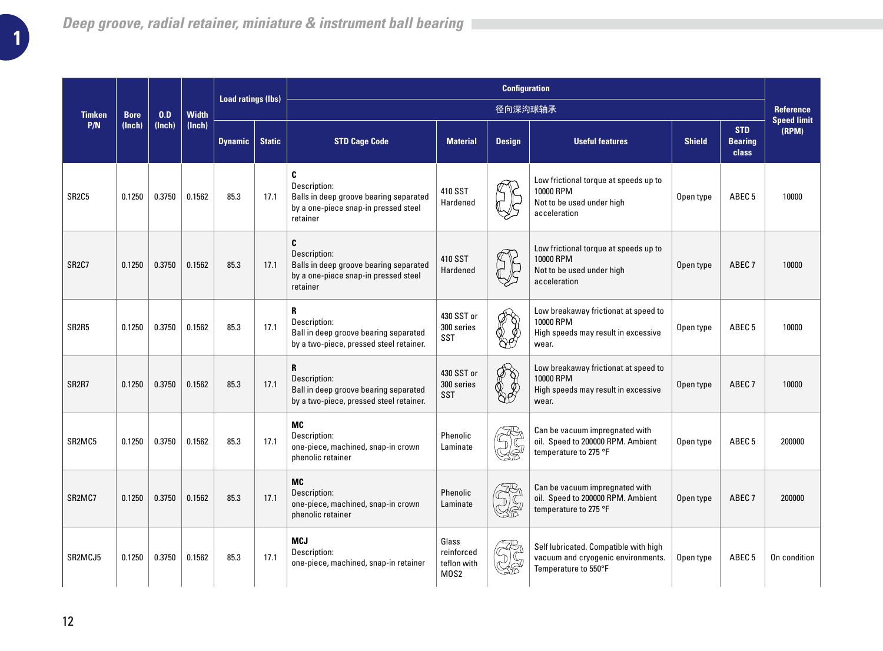# Deep groove, radial retainer, miniature & instrument ball bearing

| Timken P/N | Bore (Inch) | O.D (Inch) | Width (Inch) | Load ratings (lbs) | | Configuration 径向深沟球轴承 | | | | | | Reference Speed limit (RPM) |
|---|---|---|---|---|---|---|---|---|---|---|---|---|
| | | | | Dynamic | Static | STD Cage Code | Material | Design | Useful features | Shield | STD Bearing class | |
| SR2C5 | 0.1250 | 0.3750 | 0.1562 | 85.3 | 17.1 | **C** Description: Balls in deep groove bearing separated by a one-piece snap-in pressed steel retainer | 410 SST Hardened | | Low frictional torque at speeds up to 10000 RPM Not to be used under high acceleration | Open type | ABEC 5 | 10000 |
| SR2C7 | 0.1250 | 0.3750 | 0.1562 | 85.3 | 17.1 | **C** Description: Balls in deep groove bearing separated by a one-piece snap-in pressed steel retainer | 410 SST Hardened | | Low frictional torque at speeds up to 10000 RPM Not to be used under high acceleration | Open type | ABEC 7 | 10000 |
| SR2R5 | 0.1250 | 0.3750 | 0.1562 | 85.3 | 17.1 | **R** Description: Ball in deep groove bearing separated by a two-piece, pressed steel retainer. | 430 SST or 300 series SST | | Low breakaway frictionat at speed to 10000 RPM High speeds may result in excessive wear. | Open type | ABEC 5 | 10000 |
| SR2R7 | 0.1250 | 0.3750 | 0.1562 | 85.3 | 17.1 | **R** Description: Ball in deep groove bearing separated by a two-piece, pressed steel retainer. | 430 SST or 300 series SST | | Low breakaway frictionat at speed to 10000 RPM High speeds may result in excessive wear. | Open type | ABEC 7 | 10000 |
| SR2MC5 | 0.1250 | 0.3750 | 0.1562 | 85.3 | 17.1 | **MC** Description: one-piece, machined, snap-in crown phenolic retainer | Phenolic Laminate | | Can be vacuum impregnated with oil. Speed to 200000 RPM. Ambient temperature to 275 °F | Open type | ABEC 5 | 200000 |
| SR2MC7 | 0.1250 | 0.3750 | 0.1562 | 85.3 | 17.1 | **MC** Description: one-piece, machined, snap-in crown phenolic retainer | Phenolic Laminate | | Can be vacuum impregnated with oil. Speed to 200000 RPM. Ambient temperature to 275 °F | Open type | ABEC 7 | 200000 |
| SR2MCJ5 | 0.1250 | 0.3750 | 0.1562 | 85.3 | 17.1 | **MCJ** Description: one-piece, machined, snap-in retainer | Glass reinforced teflon with MOS2 | | Self lubricated. Compatible with high vacuum and cryogenic environments. Temperature to 550°F | Open type | ABEC 5 | On condition |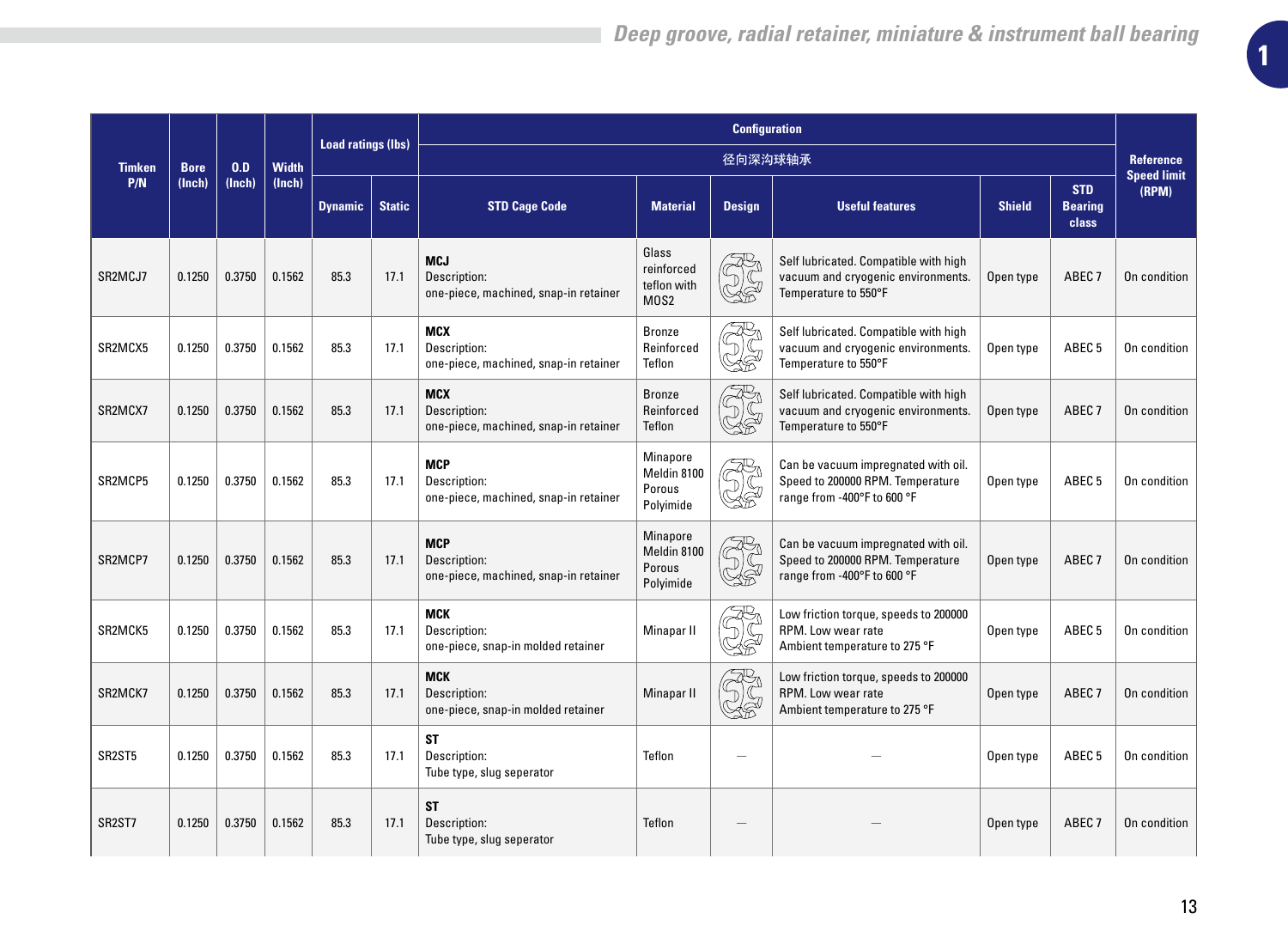| Timken P/N | Bore (Inch) | O.D (Inch) | Width (Inch) | Load ratings (lbs) | | Configuration 径向深沟球轴承 | | | | | | Reference Speed limit (RPM) |
|---|---|---|---|---|---|---|---|---|---|---|---|---|
| | | | | Dynamic | Static | STD Cage Code | Material | Design | Useful features | Shield | STD Bearing class | |
| SR2MCJ7 | 0.1250 | 0.3750 | 0.1562 | 85.3 | 17.1 | **MCJ** Description: one-piece, machined, snap-in retainer | Glass reinforced teflon with MOS2 | | Self lubricated. Compatible with high vacuum and cryogenic environments. Temperature to 550°F | Open type | ABEC 7 | On condition |
| SR2MCX5 | 0.1250 | 0.3750 | 0.1562 | 85.3 | 17.1 | **MCX** Description: one-piece, machined, snap-in retainer | Bronze Reinforced Teflon | | Self lubricated. Compatible with high vacuum and cryogenic environments. Temperature to 550°F | Open type | ABEC 5 | On condition |
| SR2MCX7 | 0.1250 | 0.3750 | 0.1562 | 85.3 | 17.1 | **MCX** Description: one-piece, machined, snap-in retainer | Bronze Reinforced Teflon | | Self lubricated. Compatible with high vacuum and cryogenic environments. Temperature to 550°F | Open type | ABEC 7 | On condition |
| SR2MCP5 | 0.1250 | 0.3750 | 0.1562 | 85.3 | 17.1 | **MCP** Description: one-piece, machined, snap-in retainer | Minapore Meldin 8100 Porous Polyimide | | Can be vacuum impregnated with oil. Speed to 200000 RPM. Temperature range from -400°F to 600 °F | Open type | ABEC 5 | On condition |
| SR2MCP7 | 0.1250 | 0.3750 | 0.1562 | 85.3 | 17.1 | **MCP** Description: one-piece, machined, snap-in retainer | Minapore Meldin 8100 Porous Polyimide | | Can be vacuum impregnated with oil. Speed to 200000 RPM. Temperature range from -400°F to 600 °F | Open type | ABEC 7 | On condition |
| SR2MCK5 | 0.1250 | 0.3750 | 0.1562 | 85.3 | 17.1 | **MCK** Description: one-piece, snap-in molded retainer | Minapar II | | Low friction torque, speeds to 200000 RPM. Low wear rate Ambient temperature to 275 °F | Open type | ABEC 5 | On condition |
| SR2MCK7 | 0.1250 | 0.3750 | 0.1562 | 85.3 | 17.1 | **MCK** Description: one-piece, snap-in molded retainer | Minapar II | | Low friction torque, speeds to 200000 RPM. Low wear rate Ambient temperature to 275 °F | Open type | ABEC 7 | On condition |
| SR2ST5 | 0.1250 | 0.3750 | 0.1562 | 85.3 | 17.1 | **ST** Description: Tube type, slug seperator | Teflon | — | — | Open type | ABEC 5 | On condition |
| SR2ST7 | 0.1250 | 0.3750 | 0.1562 | 85.3 | 17.1 | **ST** Description: Tube type, slug seperator | Teflon | — | — | Open type | ABEC 7 | On condition |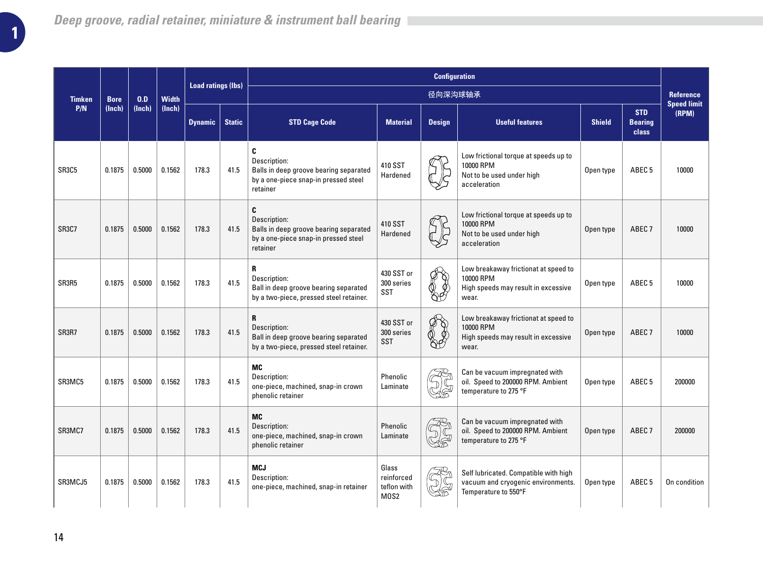## Deep groove, radial retainer, miniature & instrument ball bearing

| Timken P/N | Bore (Inch) | O.D (Inch) | Width (Inch) | Load ratings (lbs) | | Configuration 径向深沟球轴承 | | | | | | Reference Speed limit (RPM) |
|---|---|---|---|---|---|---|---|---|---|---|---|---|
| | | | | Dynamic | Static | STD Cage Code | Material | Design | Useful features | Shield | STD Bearing class | |
| SR3C5 | 0.1875 | 0.5000 | 0.1562 | 178.3 | 41.5 | **C** Description: Balls in deep groove bearing separated by a one-piece snap-in pressed steel retainer | 410 SST Hardened | | Low frictional torque at speeds up to 10000 RPM Not to be used under high acceleration | Open type | ABEC 5 | 10000 |
| SR3C7 | 0.1875 | 0.5000 | 0.1562 | 178.3 | 41.5 | **C** Description: Balls in deep groove bearing separated by a one-piece snap-in pressed steel retainer | 410 SST Hardened | | Low frictional torque at speeds up to 10000 RPM Not to be used under high acceleration | Open type | ABEC 7 | 10000 |
| SR3R5 | 0.1875 | 0.5000 | 0.1562 | 178.3 | 41.5 | **R** Description: Ball in deep groove bearing separated by a two-piece, pressed steel retainer. | 430 SST or 300 series SST | | Low breakaway frictionat at speed to 10000 RPM High speeds may result in excessive wear. | Open type | ABEC 5 | 10000 |
| SR3R7 | 0.1875 | 0.5000 | 0.1562 | 178.3 | 41.5 | **R** Description: Ball in deep groove bearing separated by a two-piece, pressed steel retainer. | 430 SST or 300 series SST | | Low breakaway frictionat at speed to 10000 RPM High speeds may result in excessive wear. | Open type | ABEC 7 | 10000 |
| SR3MC5 | 0.1875 | 0.5000 | 0.1562 | 178.3 | 41.5 | **MC** Description: one-piece, machined, snap-in crown phenolic retainer | Phenolic Laminate | | Can be vacuum impregnated with oil. Speed to 200000 RPM. Ambient temperature to 275 °F | Open type | ABEC 5 | 200000 |
| SR3MC7 | 0.1875 | 0.5000 | 0.1562 | 178.3 | 41.5 | **MC** Description: one-piece, machined, snap-in crown phenolic retainer | Phenolic Laminate | | Can be vacuum impregnated with oil. Speed to 200000 RPM. Ambient temperature to 275 °F | Open type | ABEC 7 | 200000 |
| SR3MCJ5 | 0.1875 | 0.5000 | 0.1562 | 178.3 | 41.5 | **MCJ** Description: one-piece, machined, snap-in retainer | Glass reinforced teflon with MOS2 | | Self lubricated. Compatible with high vacuum and cryogenic environments. Temperature to 550°F | Open type | ABEC 5 | On condition |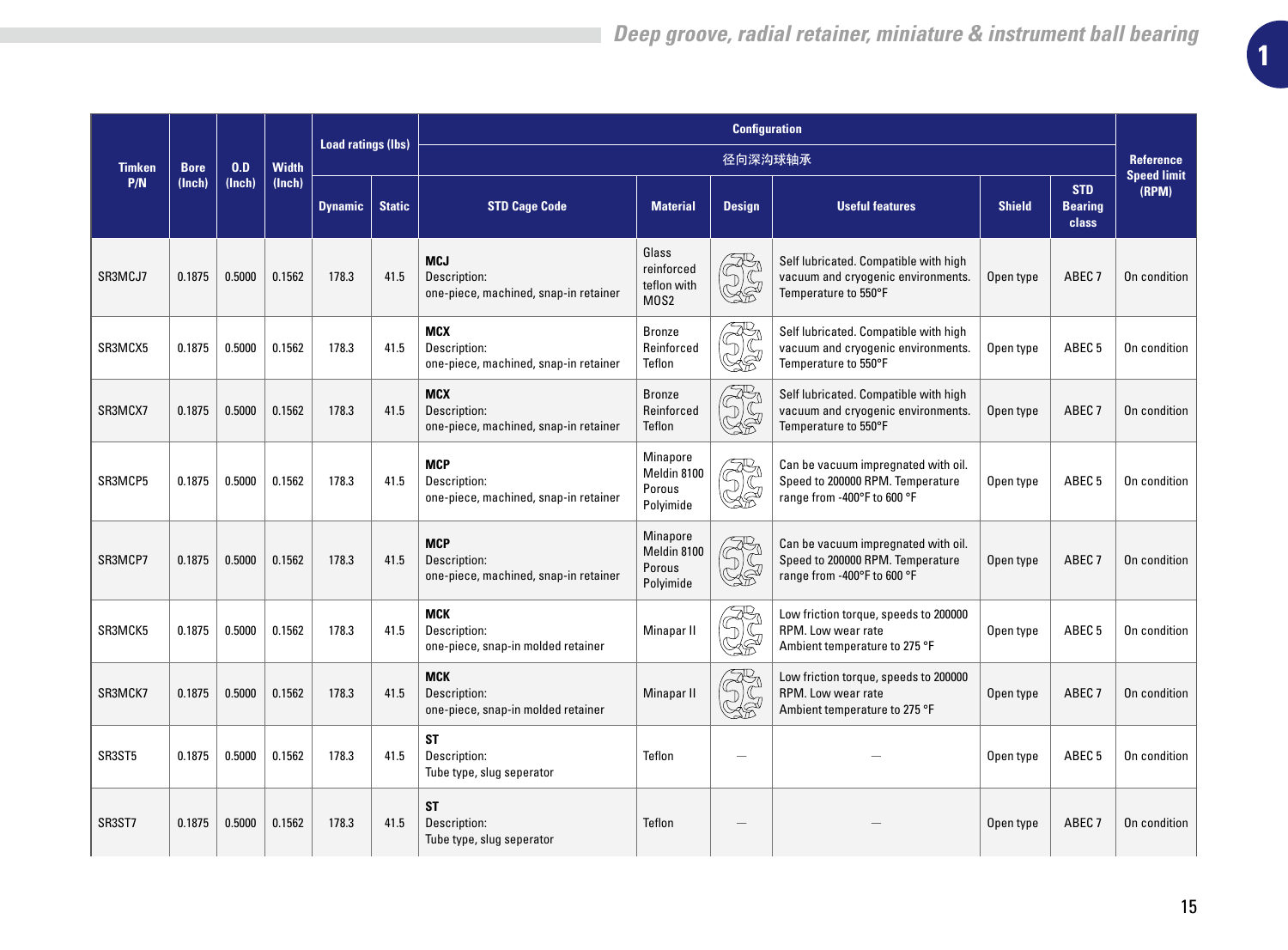| Timken P/N | Bore (Inch) | O.D (Inch) | Width (Inch) | Load ratings (lbs) | | Configuration 径向深沟球轴承 | | | | | | Reference Speed limit (RPM) |
|---|---|---|---|---|---|---|---|---|---|---|---|---|
| | | | | Dynamic | Static | STD Cage Code | Material | Design | Useful features | Shield | STD Bearing class | |
| SR3MCJ7 | 0.1875 | 0.5000 | 0.1562 | 178.3 | 41.5 | **MCJ** Description: one-piece, machined, snap-in retainer | Glass reinforced teflon with MOS2 | | Self lubricated. Compatible with high vacuum and cryogenic environments. Temperature to 550°F | Open type | ABEC 7 | On condition |
| SR3MCX5 | 0.1875 | 0.5000 | 0.1562 | 178.3 | 41.5 | **MCX** Description: one-piece, machined, snap-in retainer | Bronze Reinforced Teflon | | Self lubricated. Compatible with high vacuum and cryogenic environments. Temperature to 550°F | Open type | ABEC 5 | On condition |
| SR3MCX7 | 0.1875 | 0.5000 | 0.1562 | 178.3 | 41.5 | **MCX** Description: one-piece, machined, snap-in retainer | Bronze Reinforced Teflon | | Self lubricated. Compatible with high vacuum and cryogenic environments. Temperature to 550°F | Open type | ABEC 7 | On condition |
| SR3MCP5 | 0.1875 | 0.5000 | 0.1562 | 178.3 | 41.5 | **MCP** Description: one-piece, machined, snap-in retainer | Minapore Meldin 8100 Porous Polyimide | | Can be vacuum impregnated with oil. Speed to 200000 RPM. Temperature range from -400°F to 600 °F | Open type | ABEC 5 | On condition |
| SR3MCP7 | 0.1875 | 0.5000 | 0.1562 | 178.3 | 41.5 | **MCP** Description: one-piece, machined, snap-in retainer | Minapore Meldin 8100 Porous Polyimide | | Can be vacuum impregnated with oil. Speed to 200000 RPM. Temperature range from -400°F to 600 °F | Open type | ABEC 7 | On condition |
| SR3MCK5 | 0.1875 | 0.5000 | 0.1562 | 178.3 | 41.5 | **MCK** Description: one-piece, snap-in molded retainer | Minapar II | | Low friction torque, speeds to 200000 RPM. Low wear rate Ambient temperature to 275 °F | Open type | ABEC 5 | On condition |
| SR3MCK7 | 0.1875 | 0.5000 | 0.1562 | 178.3 | 41.5 | **MCK** Description: one-piece, snap-in molded retainer | Minapar II | | Low friction torque, speeds to 200000 RPM. Low wear rate Ambient temperature to 275 °F | Open type | ABEC 7 | On condition |
| SR3ST5 | 0.1875 | 0.5000 | 0.1562 | 178.3 | 41.5 | **ST** Description: Tube type, slug seperator | Teflon | — | — | Open type | ABEC 5 | On condition |
| SR3ST7 | 0.1875 | 0.5000 | 0.1562 | 178.3 | 41.5 | **ST** Description: Tube type, slug seperator | Teflon | — | — | Open type | ABEC 7 | On condition |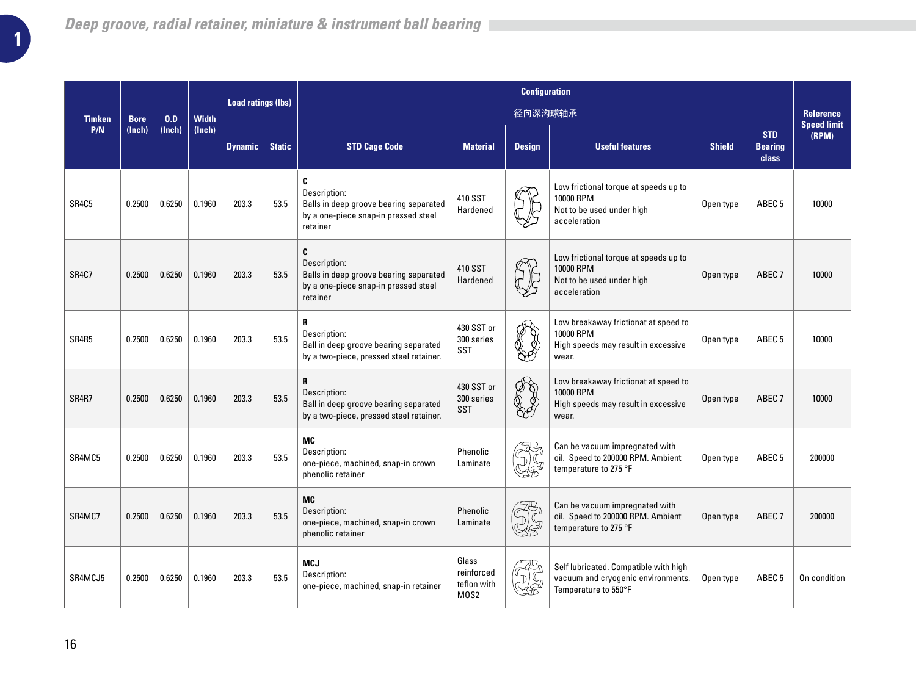| Timken P/N | Bore (Inch) | O.D (Inch) | Width (Inch) | Load ratings (lbs) | | Configuration 径向深沟球轴承 | | | | | | Reference Speed limit (RPM) |
|---|---|---|---|---|---|---|---|---|---|---|---|---|
| | | | | Dynamic | Static | STD Cage Code | Material | Design | Useful features | Shield | STD Bearing class | |
| SR4C5 | 0.2500 | 0.6250 | 0.1960 | 203.3 | 53.5 | **C** Description: Balls in deep groove bearing separated by a one-piece snap-in pressed steel retainer | 410 SST Hardened | | Low frictional torque at speeds up to 10000 RPM Not to be used under high acceleration | Open type | ABEC 5 | 10000 |
| SR4C7 | 0.2500 | 0.6250 | 0.1960 | 203.3 | 53.5 | **C** Description: Balls in deep groove bearing separated by a one-piece snap-in pressed steel retainer | 410 SST Hardened | | Low frictional torque at speeds up to 10000 RPM Not to be used under high acceleration | Open type | ABEC 7 | 10000 |
| SR4R5 | 0.2500 | 0.6250 | 0.1960 | 203.3 | 53.5 | **R** Description: Ball in deep groove bearing separated by a two-piece, pressed steel retainer. | 430 SST or 300 series SST | | Low breakaway frictionat at speed to 10000 RPM High speeds may result in excessive wear. | Open type | ABEC 5 | 10000 |
| SR4R7 | 0.2500 | 0.6250 | 0.1960 | 203.3 | 53.5 | **R** Description: Ball in deep groove bearing separated by a two-piece, pressed steel retainer. | 430 SST or 300 series SST | | Low breakaway frictionat at speed to 10000 RPM High speeds may result in excessive wear. | Open type | ABEC 7 | 10000 |
| SR4MC5 | 0.2500 | 0.6250 | 0.1960 | 203.3 | 53.5 | **MC** Description: one-piece, machined, snap-in crown phenolic retainer | Phenolic Laminate | | Can be vacuum impregnated with oil. Speed to 200000 RPM. Ambient temperature to 275 °F | Open type | ABEC 5 | 200000 |
| SR4MC7 | 0.2500 | 0.6250 | 0.1960 | 203.3 | 53.5 | **MC** Description: one-piece, machined, snap-in crown phenolic retainer | Phenolic Laminate | | Can be vacuum impregnated with oil. Speed to 200000 RPM. Ambient temperature to 275 °F | Open type | ABEC 7 | 200000 |
| SR4MCJ5 | 0.2500 | 0.6250 | 0.1960 | 203.3 | 53.5 | **MCJ** Description: one-piece, machined, snap-in retainer | Glass reinforced teflon with MOS2 | | Self lubricated. Compatible with high vacuum and cryogenic environments. Temperature to 550°F | Open type | ABEC 5 | On condition |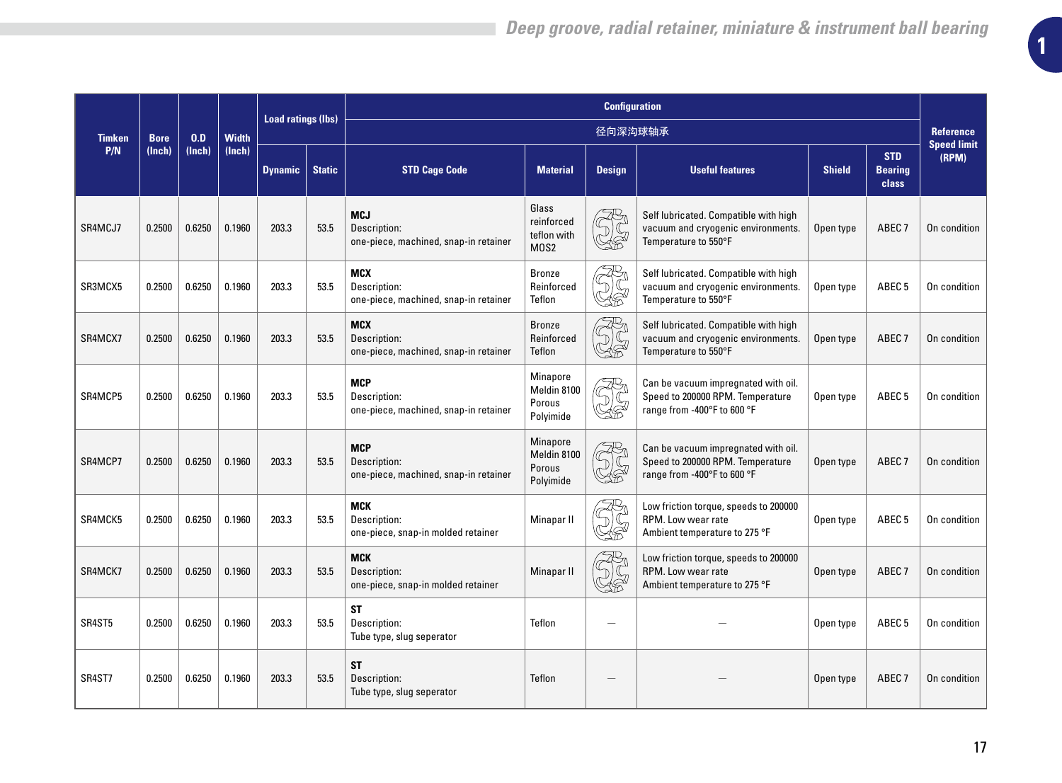| Timken P/N | Bore (Inch) | O.D (Inch) | Width (Inch) | Load ratings (lbs) | | Configuration 径向深沟球轴承 | | | | | | Reference Speed limit (RPM) |
|---|---|---|---|---|---|---|---|---|---|---|---|---|
| | | | | Dynamic | Static | STD Cage Code | Material | Design | Useful features | Shield | STD Bearing class | |
| SR4MCJ7 | 0.2500 | 0.6250 | 0.1960 | 203.3 | 53.5 | **MCJ** Description: one-piece, machined, snap-in retainer | Glass reinforced teflon with MOS2 | | Self lubricated. Compatible with high vacuum and cryogenic environments. Temperature to 550°F | Open type | ABEC 7 | On condition |
| SR3MCX5 | 0.2500 | 0.6250 | 0.1960 | 203.3 | 53.5 | **MCX** Description: one-piece, machined, snap-in retainer | Bronze Reinforced Teflon | | Self lubricated. Compatible with high vacuum and cryogenic environments. Temperature to 550°F | Open type | ABEC 5 | On condition |
| SR4MCX7 | 0.2500 | 0.6250 | 0.1960 | 203.3 | 53.5 | **MCX** Description: one-piece, machined, snap-in retainer | Bronze Reinforced Teflon | | Self lubricated. Compatible with high vacuum and cryogenic environments. Temperature to 550°F | Open type | ABEC 7 | On condition |
| SR4MCP5 | 0.2500 | 0.6250 | 0.1960 | 203.3 | 53.5 | **MCP** Description: one-piece, machined, snap-in retainer | Minapore Meldin 8100 Porous Polyimide | | Can be vacuum impregnated with oil. Speed to 200000 RPM. Temperature range from -400°F to 600 °F | Open type | ABEC 5 | On condition |
| SR4MCP7 | 0.2500 | 0.6250 | 0.1960 | 203.3 | 53.5 | **MCP** Description: one-piece, machined, snap-in retainer | Minapore Meldin 8100 Porous Polyimide | | Can be vacuum impregnated with oil. Speed to 200000 RPM. Temperature range from -400°F to 600 °F | Open type | ABEC 7 | On condition |
| SR4MCK5 | 0.2500 | 0.6250 | 0.1960 | 203.3 | 53.5 | **MCK** Description: one-piece, snap-in molded retainer | Minapar II | | Low friction torque, speeds to 200000 RPM. Low wear rate Ambient temperature to 275 °F | Open type | ABEC 5 | On condition |
| SR4MCK7 | 0.2500 | 0.6250 | 0.1960 | 203.3 | 53.5 | **MCK** Description: one-piece, snap-in molded retainer | Minapar II | | Low friction torque, speeds to 200000 RPM. Low wear rate Ambient temperature to 275 °F | Open type | ABEC 7 | On condition |
| SR4ST5 | 0.2500 | 0.6250 | 0.1960 | 203.3 | 53.5 | **ST** Description: Tube type, slug seperator | Teflon | — | — | Open type | ABEC 5 | On condition |
| SR4ST7 | 0.2500 | 0.6250 | 0.1960 | 203.3 | 53.5 | **ST** Description: Tube type, slug seperator | Teflon | — | — | Open type | ABEC 7 | On condition |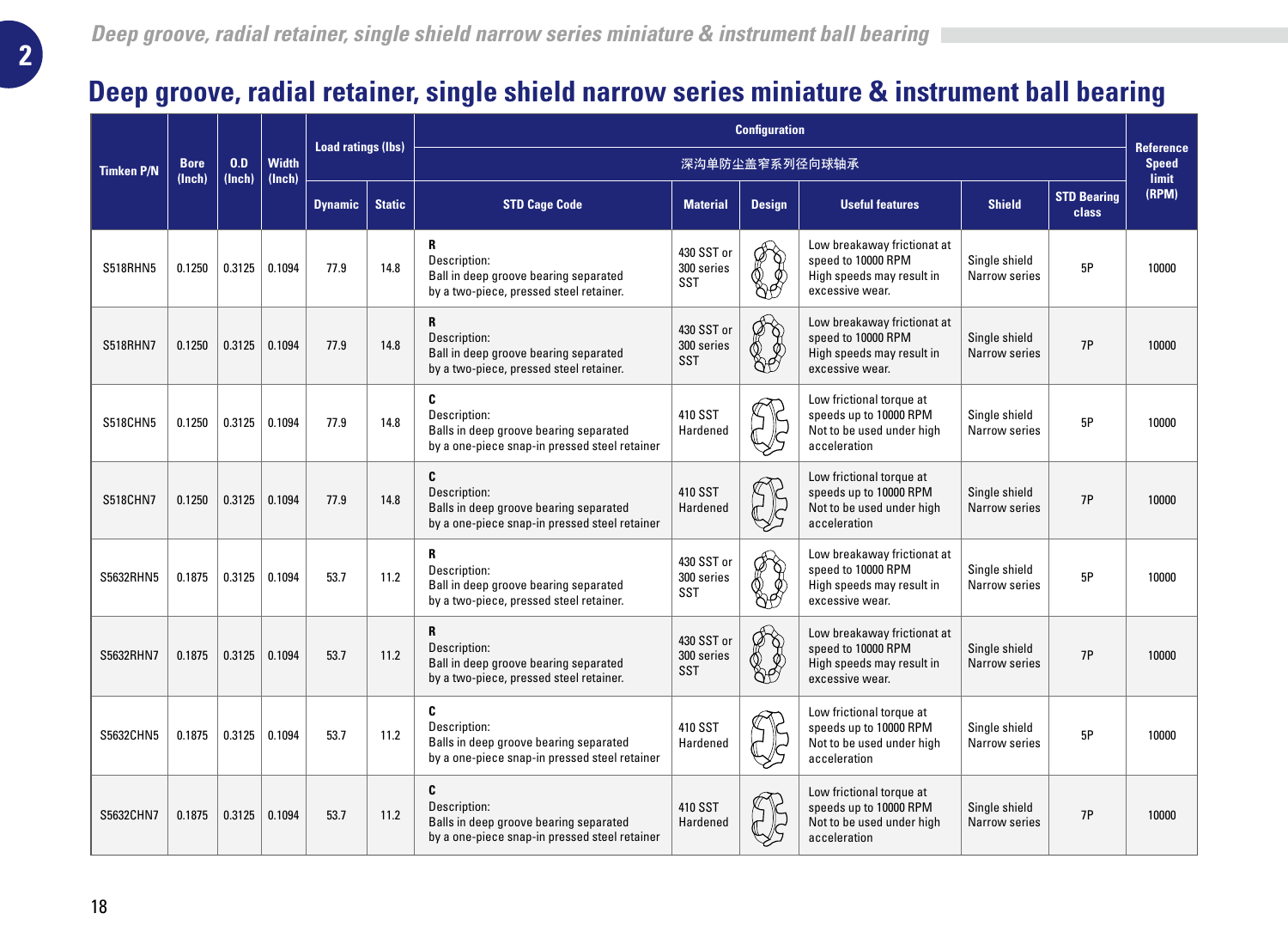# Deep groove, radial retainer, single shield narrow series miniature & instrument ball bearing

| Timken P/N | Bore (Inch) | O.D (Inch) | Width (Inch) | Load ratings (lbs) | | Configuration 深沟单防尘盖窄系列径向球轴承 | | | | | | Reference Speed limit (RPM) |
|---|---|---|---|---|---|---|---|---|---|---|---|---|
| | | | | Dynamic | Static | STD Cage Code | Material | Design | Useful features | Shield | STD Bearing class | |
| S518RHN5 | 0.1250 | 0.3125 | 0.1094 | 77.9 | 14.8 | **R** Description: Ball in deep groove bearing separated by a two-piece, pressed steel retainer. | 430 SST or 300 series SST | | Low breakaway frictionat at speed to 10000 RPM High speeds may result in excessive wear. | Single shield Narrow series | 5P | 10000 |
| S518RHN7 | 0.1250 | 0.3125 | 0.1094 | 77.9 | 14.8 | **R** Description: Ball in deep groove bearing separated by a two-piece, pressed steel retainer. | 430 SST or 300 series SST | | Low breakaway frictionat at speed to 10000 RPM High speeds may result in excessive wear. | Single shield Narrow series | 7P | 10000 |
| S518CHN5 | 0.1250 | 0.3125 | 0.1094 | 77.9 | 14.8 | **C** Description: Balls in deep groove bearing separated by a one-piece snap-in pressed steel retainer | 410 SST Hardened | | Low frictional torque at speeds up to 10000 RPM Not to be used under high acceleration | Single shield Narrow series | 5P | 10000 |
| S518CHN7 | 0.1250 | 0.3125 | 0.1094 | 77.9 | 14.8 | **C** Description: Balls in deep groove bearing separated by a one-piece snap-in pressed steel retainer | 410 SST Hardened | | Low frictional torque at speeds up to 10000 RPM Not to be used under high acceleration | Single shield Narrow series | 7P | 10000 |
| S5632RHN5 | 0.1875 | 0.3125 | 0.1094 | 53.7 | 11.2 | **R** Description: Ball in deep groove bearing separated by a two-piece, pressed steel retainer. | 430 SST or 300 series SST | | Low breakaway frictionat at speed to 10000 RPM High speeds may result in excessive wear. | Single shield Narrow series | 5P | 10000 |
| S5632RHN7 | 0.1875 | 0.3125 | 0.1094 | 53.7 | 11.2 | **R** Description: Ball in deep groove bearing separated by a two-piece, pressed steel retainer. | 430 SST or 300 series SST | | Low breakaway frictionat at speed to 10000 RPM High speeds may result in excessive wear. | Single shield Narrow series | 7P | 10000 |
| S5632CHN5 | 0.1875 | 0.3125 | 0.1094 | 53.7 | 11.2 | **C** Description: Balls in deep groove bearing separated by a one-piece snap-in pressed steel retainer | 410 SST Hardened | | Low frictional torque at speeds up to 10000 RPM Not to be used under high acceleration | Single shield Narrow series | 5P | 10000 |
| S5632CHN7 | 0.1875 | 0.3125 | 0.1094 | 53.7 | 11.2 | **C** Description: Balls in deep groove bearing separated by a one-piece snap-in pressed steel retainer | 410 SST Hardened | | Low frictional torque at speeds up to 10000 RPM Not to be used under high acceleration | Single shield Narrow series | 7P | 10000 |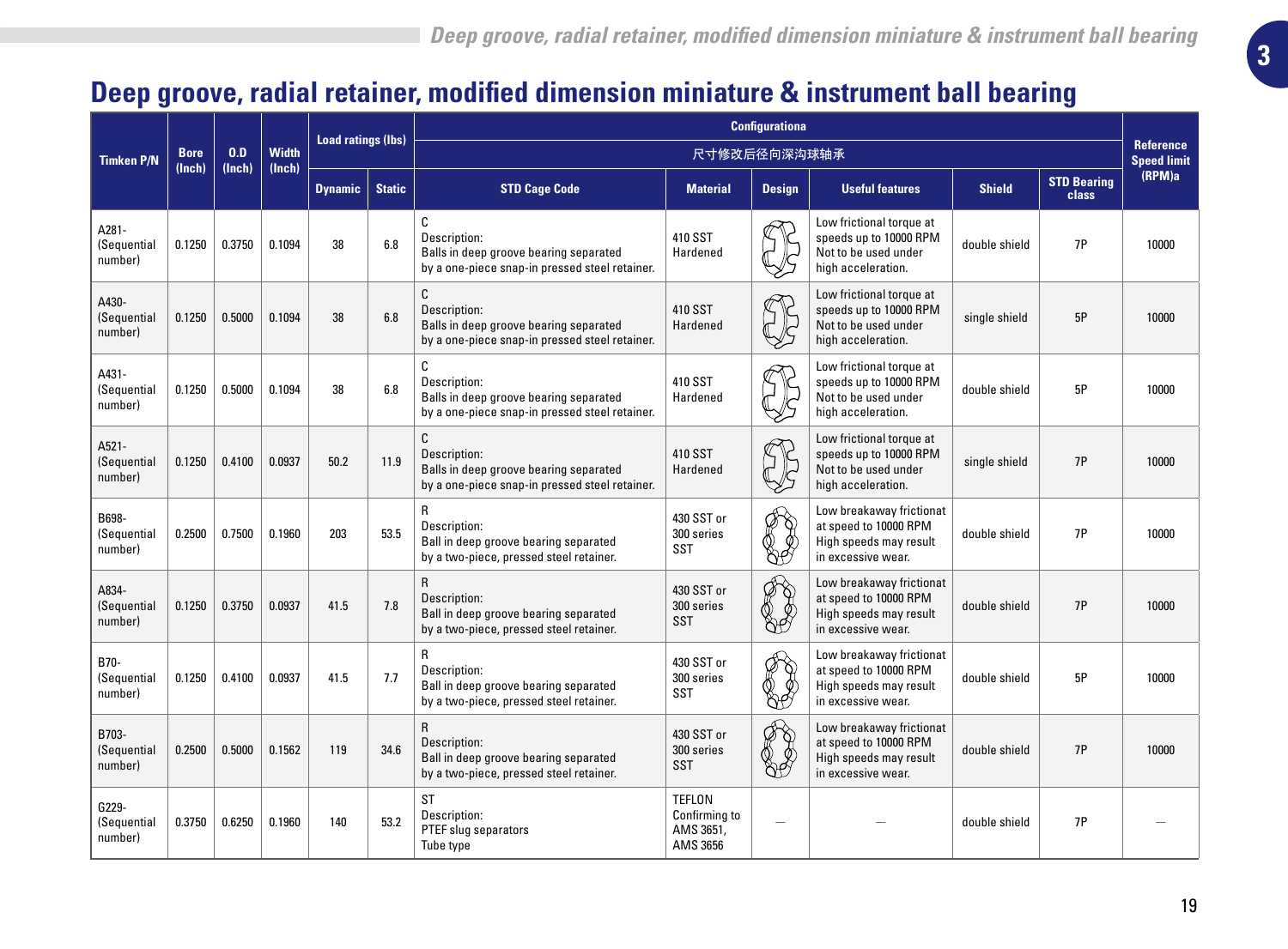# Deep groove, radial retainer, modified dimension miniature & instrument ball bearing

| Timken P/N | Bore (Inch) | O.D (Inch) | Width (Inch) | Load ratings (lbs) | | Configurationa 尺寸修改后径向深沟球轴承 | | | | | | Reference Speed limit (RPM)a |
|---|---|---|---|---|---|---|---|---|---|---|---|---|
| | | | | Dynamic | Static | STD Cage Code | Material | Design | Useful features | Shield | STD Bearing class | |
| A281-(Sequential number) | 0.1250 | 0.3750 | 0.1094 | 38 | 6.8 | C Description: Balls in deep groove bearing separated by a one-piece snap-in pressed steel retainer. | 410 SST Hardened | | Low frictional torque at speeds up to 10000 RPM Not to be used under high acceleration. | double shield | 7P | 10000 |
| A430-(Sequential number) | 0.1250 | 0.5000 | 0.1094 | 38 | 6.8 | C Description: Balls in deep groove bearing separated by a one-piece snap-in pressed steel retainer. | 410 SST Hardened | | Low frictional torque at speeds up to 10000 RPM Not to be used under high acceleration. | single shield | 5P | 10000 |
| A431-(Sequential number) | 0.1250 | 0.5000 | 0.1094 | 38 | 6.8 | C Description: Balls in deep groove bearing separated by a one-piece snap-in pressed steel retainer. | 410 SST Hardened | | Low frictional torque at speeds up to 10000 RPM Not to be used under high acceleration. | double shield | 5P | 10000 |
| A521-(Sequential number) | 0.1250 | 0.4100 | 0.0937 | 50.2 | 11.9 | C Description: Balls in deep groove bearing separated by a one-piece snap-in pressed steel retainer. | 410 SST Hardened | | Low frictional torque at speeds up to 10000 RPM Not to be used under high acceleration. | single shield | 7P | 10000 |
| B698-(Sequential number) | 0.2500 | 0.7500 | 0.1960 | 203 | 53.5 | R Description: Ball in deep groove bearing separated by a two-piece, pressed steel retainer. | 430 SST or 300 series SST | | Low breakaway frictional at speed to 10000 RPM High speeds may result in excessive wear. | double shield | 7P | 10000 |
| A834-(Sequential number) | 0.1250 | 0.3750 | 0.0937 | 41.5 | 7.8 | R Description: Ball in deep groove bearing separated by a two-piece, pressed steel retainer. | 430 SST or 300 series SST | | Low breakaway frictional at speed to 10000 RPM High speeds may result in excessive wear. | double shield | 7P | 10000 |
| B70-(Sequential number) | 0.1250 | 0.4100 | 0.0937 | 41.5 | 7.7 | R Description: Ball in deep groove bearing separated by a two-piece, pressed steel retainer. | 430 SST or 300 series SST | | Low breakaway frictional at speed to 10000 RPM High speeds may result in excessive wear. | double shield | 5P | 10000 |
| B703-(Sequential number) | 0.2500 | 0.5000 | 0.1562 | 119 | 34.6 | R Description: Ball in deep groove bearing separated by a two-piece, pressed steel retainer. | 430 SST or 300 series SST | | Low breakaway frictional at speed to 10000 RPM High speeds may result in excessive wear. | double shield | 7P | 10000 |
| G229-(Sequential number) | 0.3750 | 0.6250 | 0.1960 | 140 | 53.2 | ST Description: PTEF slug separators Tube type | TEFLON Confirming to AMS 3651, AMS 3656 | — | — | double shield | 7P | — |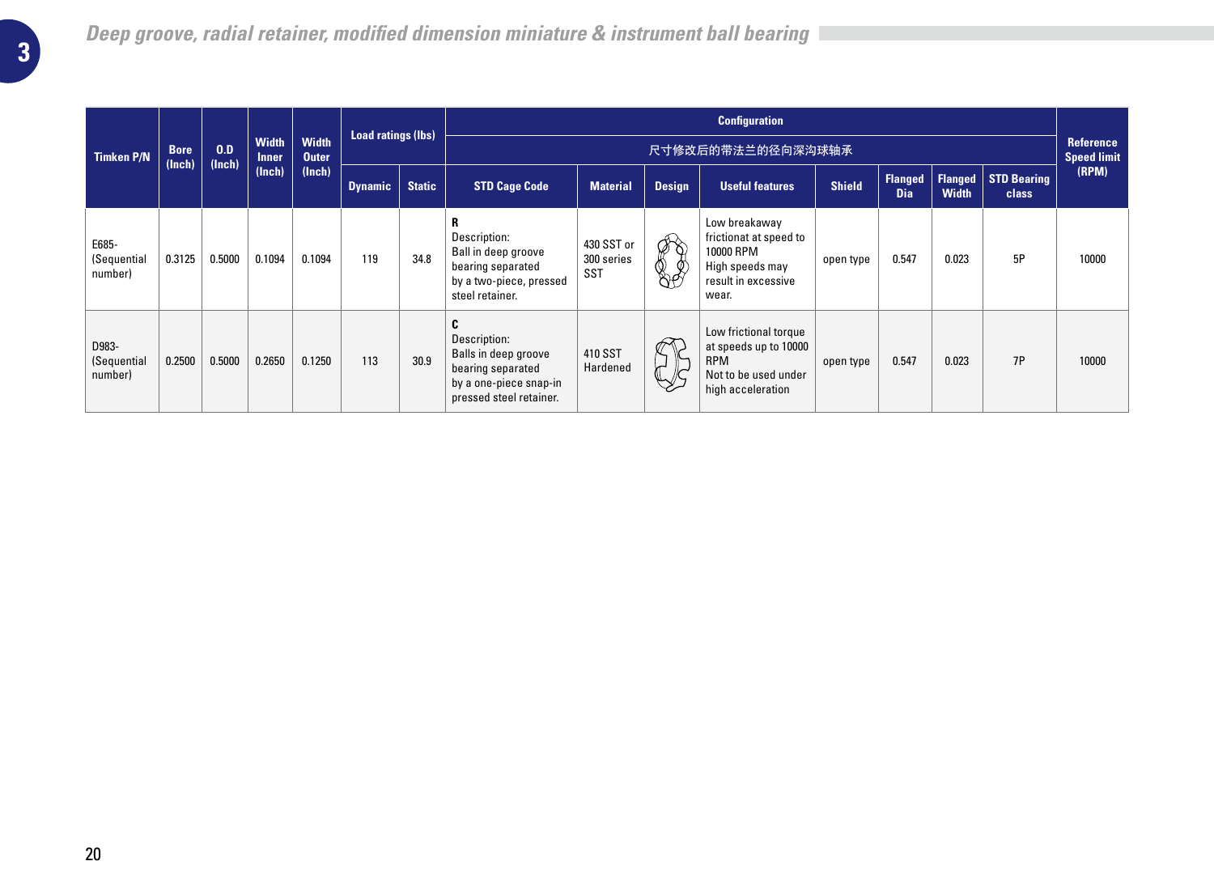## Deep groove, radial retainer, modified dimension miniature & instrument ball bearing

| Timken P/N | Bore (Inch) | O.D (Inch) | Width Inner (Inch) | Width Outer (Inch) | Load ratings (lbs) | | Configuration | | | | | | | | Reference Speed limit (RPM) |
|---|---|---|---|---|---|---|---|---|---|---|---|---|---|---|---|
| | | | | | | | 尺寸修改后的带法兰的径向深沟球轴承 | | | | | | | | |
| | | | | | Dynamic | Static | STD Cage Code | Material | Design | Useful features | Shield | Flanged Dia | Flanged Width | STD Bearing class | |
| E685-(Sequential number) | 0.3125 | 0.5000 | 0.1094 | 0.1094 | 119 | 34.8 | **R** Description: Ball in deep groove bearing separated by a two-piece, pressed steel retainer. | 430 SST or 300 series SST | | Low breakaway frictionat at speed to 10000 RPM High speeds may result in excessive wear. | open type | 0.547 | 0.023 | 5P | 10000 |
| D983-(Sequential number) | 0.2500 | 0.5000 | 0.2650 | 0.1250 | 113 | 30.9 | **C** Description: Balls in deep groove bearing separated by a one-piece snap-in pressed steel retainer. | 410 SST Hardened | | Low frictional torque at speeds up to 10000 RPM Not to be used under high acceleration | open type | 0.547 | 0.023 | 7P | 10000 |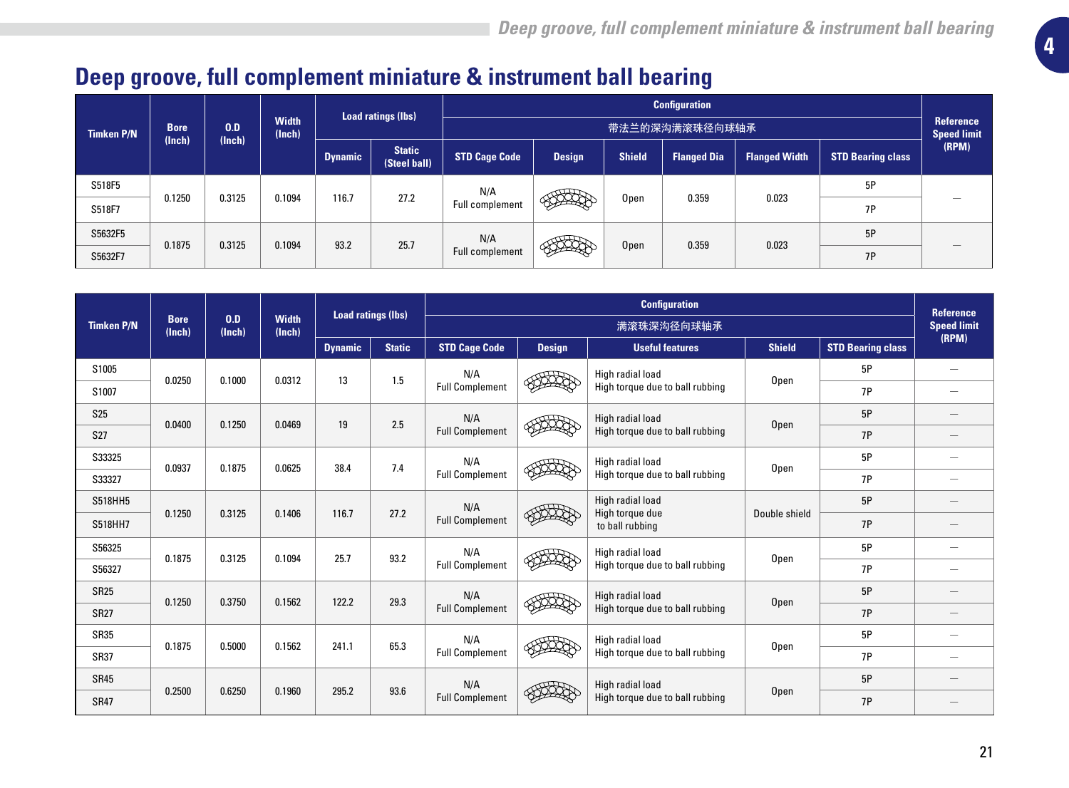# Deep groove, full complement miniature & instrument ball bearing

| Timken P/N | Bore (Inch) | O.D (Inch) | Width (Inch) | Load ratings (lbs) | | Configuration 带法兰的深沟满滚珠径向球轴承 | | | | | | Reference Speed limit (RPM) |
|---|---|---|---|---|---|---|---|---|---|---|---|---|
| | | | | Dynamic | Static (Steel ball) | STD Cage Code | Design | Shield | Flanged Dia | Flanged Width | STD Bearing class | |
| S518F5 | 0.1250 | 0.3125 | 0.1094 | 116.7 | 27.2 | N/A Full complement | | Open | 0.359 | 0.023 | 5P | — |
| S518F7 | | | | | | | | | | | 7P | |
| S5632F5 | 0.1875 | 0.3125 | 0.1094 | 93.2 | 25.7 | N/A Full complement | | Open | 0.359 | 0.023 | 5P | — |
| S5632F7 | | | | | | | | | | | 7P | |

| Timken P/N | Bore (Inch) | O.D (Inch) | Width (Inch) | Load ratings (lbs) | | Configuration 满滚珠深沟径向球轴承 | | | | | Reference Speed limit (RPM) |
|---|---|---|---|---|---|---|---|---|---|---|---|
| | | | | Dynamic | Static | STD Cage Code | Design | Useful features | Shield | STD Bearing class | |
| S1005 | 0.0250 | 0.1000 | 0.0312 | 13 | 1.5 | N/A Full Complement | | High radial load High torque due to ball rubbing | Open | 5P | — |
| S1007 | | | | | | | | | | 7P | — |
| S25 | 0.0400 | 0.1250 | 0.0469 | 19 | 2.5 | N/A Full Complement | | High radial load High torque due to ball rubbing | Open | 5P | — |
| S27 | | | | | | | | | | 7P | — |
| S33325 | 0.0937 | 0.1875 | 0.0625 | 38.4 | 7.4 | N/A Full Complement | | High radial load High torque due to ball rubbing | Open | 5P | — |
| S33327 | | | | | | | | | | 7P | — |
| S518HH5 | 0.1250 | 0.3125 | 0.1406 | 116.7 | 27.2 | N/A Full Complement | | High radial load High torque due to ball rubbing | Double shield | 5P | — |
| S518HH7 | | | | | | | | | | 7P | — |
| S56325 | 0.1875 | 0.3125 | 0.1094 | 25.7 | 93.2 | N/A Full Complement | | High radial load High torque due to ball rubbing | Open | 5P | — |
| S56327 | | | | | | | | | | 7P | — |
| SR25 | 0.1250 | 0.3750 | 0.1562 | 122.2 | 29.3 | N/A Full Complement | | High radial load High torque due to ball rubbing | Open | 5P | — |
| SR27 | | | | | | | | | | 7P | — |
| SR35 | 0.1875 | 0.5000 | 0.1562 | 241.1 | 65.3 | N/A Full Complement | | High radial load High torque due to ball rubbing | Open | 5P | — |
| SR37 | | | | | | | | | | 7P | — |
| SR45 | 0.2500 | 0.6250 | 0.1960 | 295.2 | 93.6 | N/A Full Complement | | High radial load High torque due to ball rubbing | Open | 5P | — |
| SR47 | | | | | | | | | | 7P | — |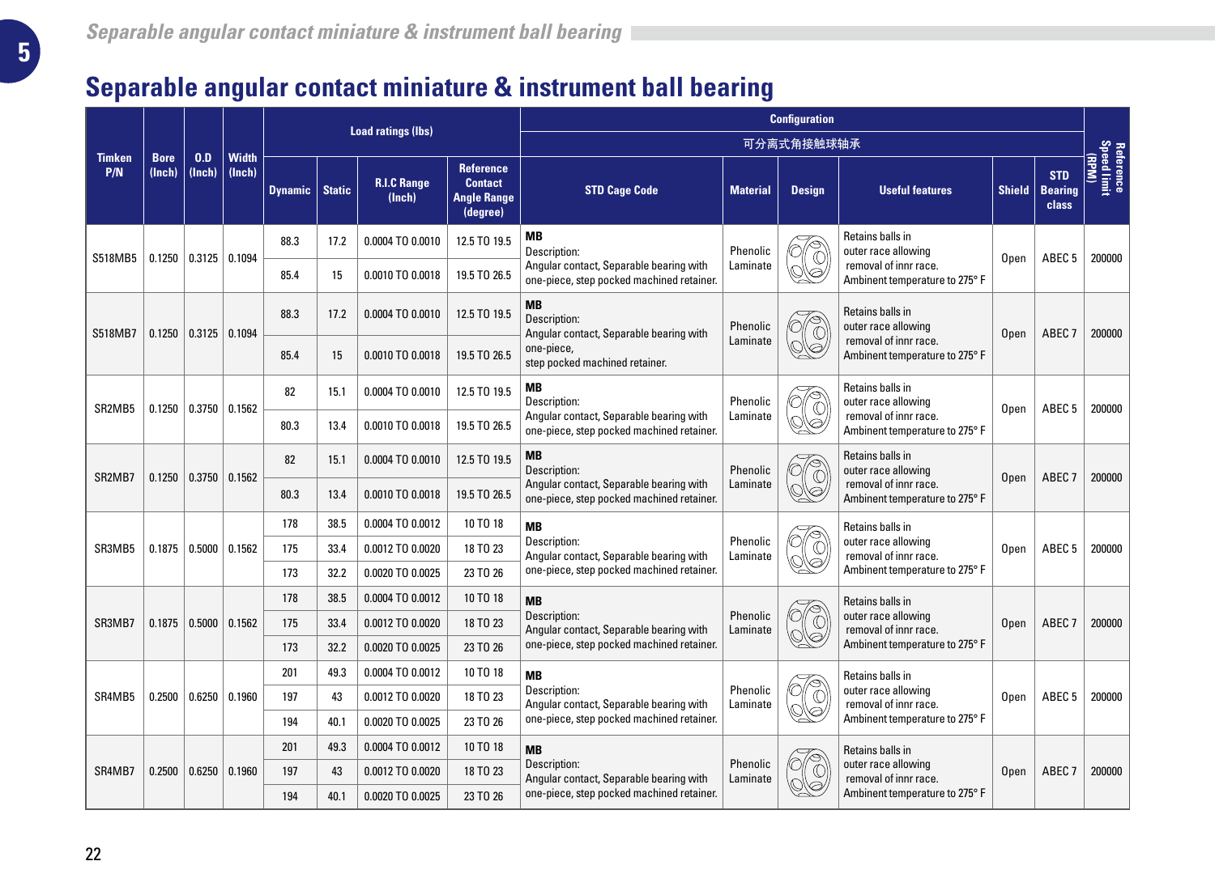# Separable angular contact miniature & instrument ball bearing

| Timken P/N | Bore (Inch) | O.D (Inch) | Width (Inch) | Load ratings (lbs) | | | | Configuration | | | | | | Reference Speed limit (RPM) |
|---|---|---|---|---|---|---|---|---|---|---|---|---|---|---|
| | | | | | | | | 可分离式角接触球轴承 | | | | | | |
| | | | | Dynamic | Static | R.I.C Range (Inch) | Reference Contact Angle Range (degree) | STD Cage Code | Material | Design | Useful features | Shield | STD Bearing class | |
| S518MB5 | 0.1250 | 0.3125 | 0.1094 | 88.3 | 17.2 | 0.0004 TO 0.0010 | 12.5 TO 19.5 | **MB** Description: Angular contact, Separable bearing with one-piece, step pocked machined retainer. | Phenolic Laminate | | Retains balls in outer race allowing removal of innr race. Ambient temperature to 275° F | Open | ABEC 5 | 200000 |
| | | | | 85.4 | 15 | 0.0010 TO 0.0018 | 19.5 TO 26.5 | | | | | | | |
| S518MB7 | 0.1250 | 0.3125 | 0.1094 | 88.3 | 17.2 | 0.0004 TO 0.0010 | 12.5 TO 19.5 | **MB** Description: Angular contact, Separable bearing with one-piece, step pocked machined retainer. | Phenolic Laminate | | Retains balls in outer race allowing removal of innr race. Ambient temperature to 275° F | Open | ABEC 7 | 200000 |
| | | | | 85.4 | 15 | 0.0010 TO 0.0018 | 19.5 TO 26.5 | | | | | | | |
| SR2MB5 | 0.1250 | 0.3750 | 0.1562 | 82 | 15.1 | 0.0004 TO 0.0010 | 12.5 TO 19.5 | **MB** Description: Angular contact, Separable bearing with one-piece, step pocked machined retainer. | Phenolic Laminate | | Retains balls in outer race allowing removal of innr race. Ambient temperature to 275° F | Open | ABEC 5 | 200000 |
| | | | | 80.3 | 13.4 | 0.0010 TO 0.0018 | 19.5 TO 26.5 | | | | | | | |
| SR2MB7 | 0.1250 | 0.3750 | 0.1562 | 82 | 15.1 | 0.0004 TO 0.0010 | 12.5 TO 19.5 | **MB** Description: Angular contact, Separable bearing with one-piece, step pocked machined retainer. | Phenolic Laminate | | Retains balls in outer race allowing removal of innr race. Ambient temperature to 275° F | Open | ABEC 7 | 200000 |
| | | | | 80.3 | 13.4 | 0.0010 TO 0.0018 | 19.5 TO 26.5 | | | | | | | |
| SR3MB5 | 0.1875 | 0.5000 | 0.1562 | 178 | 38.5 | 0.0004 TO 0.0012 | 10 TO 18 | **MB** Description: Angular contact, Separable bearing with one-piece, step pocked machined retainer. | Phenolic Laminate | | Retains balls in outer race allowing removal of innr race. Ambient temperature to 275° F | Open | ABEC 5 | 200000 |
| | | | | 175 | 33.4 | 0.0012 TO 0.0020 | 18 TO 23 | | | | | | | |
| | | | | 173 | 32.2 | 0.0020 TO 0.0025 | 23 TO 26 | | | | | | | |
| SR3MB7 | 0.1875 | 0.5000 | 0.1562 | 178 | 38.5 | 0.0004 TO 0.0012 | 10 TO 18 | **MB** Description: Angular contact, Separable bearing with one-piece, step pocked machined retainer. | Phenolic Laminate | | Retains balls in outer race allowing removal of innr race. Ambient temperature to 275° F | Open | ABEC 7 | 200000 |
| | | | | 175 | 33.4 | 0.0012 TO 0.0020 | 18 TO 23 | | | | | | | |
| | | | | 173 | 32.2 | 0.0020 TO 0.0025 | 23 TO 26 | | | | | | | |
| SR4MB5 | 0.2500 | 0.6250 | 0.1960 | 201 | 49.3 | 0.0004 TO 0.0012 | 10 TO 18 | **MB** Description: Angular contact, Separable bearing with one-piece, step pocked machined retainer. | Phenolic Laminate | | Retains balls in outer race allowing removal of innr race. Ambient temperature to 275° F | Open | ABEC 5 | 200000 |
| | | | | 197 | 43 | 0.0012 TO 0.0020 | 18 TO 23 | | | | | | | |
| | | | | 194 | 40.1 | 0.0020 TO 0.0025 | 23 TO 26 | | | | | | | |
| SR4MB7 | 0.2500 | 0.6250 | 0.1960 | 201 | 49.3 | 0.0004 TO 0.0012 | 10 TO 18 | **MB** Description: Angular contact, Separable bearing with one-piece, step pocked machined retainer. | Phenolic Laminate | | Retains balls in outer race allowing removal of innr race. Ambient temperature to 275° F | Open | ABEC 7 | 200000 |
| | | | | 197 | 43 | 0.0012 TO 0.0020 | 18 TO 23 | | | | | | | |
| | | | | 194 | 40.1 | 0.0020 TO 0.0025 | 23 TO 26 | | | | | | | |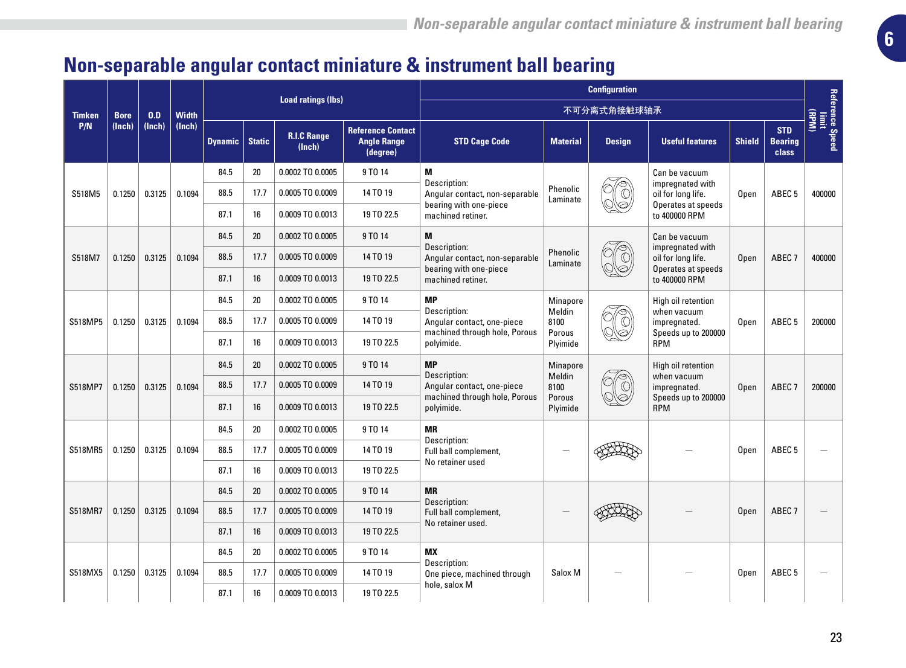# Non-separable angular contact miniature & instrument ball bearing

| Timken P/N | Bore (Inch) | O.D (Inch) | Width (Inch) | Load ratings (lbs) | | | | Configuration 不可分离式角接触球轴承 | | | | | | Reference Speed limit (RPM) |
|---|---|---|---|---|---|---|---|---|---|---|---|---|---|---|
| | | | | Dynamic | Static | R.I.C Range (Inch) | Reference Contact Angle Range (degree) | STD Cage Code | Material | Design | Useful features | Shield | STD Bearing class | |
| S518M5 | 0.1250 | 0.3125 | 0.1094 | 84.5 | 20 | 0.0002 TO 0.0005 | 9 TO 14 | **M** Description: Angular contact, non-separable bearing with one-piece machined retiner. | Phenolic Laminate | | Can be vacuum impregnated with oil for long life. Operates at speeds to 400000 RPM | Open | ABEC 5 | 400000 |
| | | | | 88.5 | 17.7 | 0.0005 TO 0.0009 | 14 TO 19 | | | | | | | |
| | | | | 87.1 | 16 | 0.0009 TO 0.0013 | 19 TO 22.5 | | | | | | | |
| S518M7 | 0.1250 | 0.3125 | 0.1094 | 84.5 | 20 | 0.0002 TO 0.0005 | 9 TO 14 | **M** Description: Angular contact, non-separable bearing with one-piece machined retiner. | Phenolic Laminate | | Can be vacuum impregnated with oil for long life. Operates at speeds to 400000 RPM | Open | ABEC 7 | 400000 |
| | | | | 88.5 | 17.7 | 0.0005 TO 0.0009 | 14 TO 19 | | | | | | | |
| | | | | 87.1 | 16 | 0.0009 TO 0.0013 | 19 TO 22.5 | | | | | | | |
| S518MP5 | 0.1250 | 0.3125 | 0.1094 | 84.5 | 20 | 0.0002 TO 0.0005 | 9 TO 14 | **MP** Description: Angular contact, one-piece machined through hole, Porous polyimide. | Minapore Meldin 8100 Porous Plyimide | | High oil retention when vacuum impregnated. Speeds up to 200000 RPM | Open | ABEC 5 | 200000 |
| | | | | 88.5 | 17.7 | 0.0005 TO 0.0009 | 14 TO 19 | | | | | | | |
| | | | | 87.1 | 16 | 0.0009 TO 0.0013 | 19 TO 22.5 | | | | | | | |
| S518MP7 | 0.1250 | 0.3125 | 0.1094 | 84.5 | 20 | 0.0002 TO 0.0005 | 9 TO 14 | **MP** Description: Angular contact, one-piece machined through hole, Porous polyimide. | Minapore Meldin 8100 Porous Plyimide | | High oil retention when vacuum impregnated. Speeds up to 200000 RPM | Open | ABEC 7 | 200000 |
| | | | | 88.5 | 17.7 | 0.0005 TO 0.0009 | 14 TO 19 | | | | | | | |
| | | | | 87.1 | 16 | 0.0009 TO 0.0013 | 19 TO 22.5 | | | | | | | |
| S518MR5 | 0.1250 | 0.3125 | 0.1094 | 84.5 | 20 | 0.0002 TO 0.0005 | 9 TO 14 | **MR** Description: Full ball complement, No retainer used | — | | — | Open | ABEC 5 | — |
| | | | | 88.5 | 17.7 | 0.0005 TO 0.0009 | 14 TO 19 | | | | | | | |
| | | | | 87.1 | 16 | 0.0009 TO 0.0013 | 19 TO 22.5 | | | | | | | |
| S518MR7 | 0.1250 | 0.3125 | 0.1094 | 84.5 | 20 | 0.0002 TO 0.0005 | 9 TO 14 | **MR** Description: Full ball complement, No retainer used. | — | | — | Open | ABEC 7 | — |
| | | | | 88.5 | 17.7 | 0.0005 TO 0.0009 | 14 TO 19 | | | | | | | |
| | | | | 87.1 | 16 | 0.0009 TO 0.0013 | 19 TO 22.5 | | | | | | | |
| S518MX5 | 0.1250 | 0.3125 | 0.1094 | 84.5 | 20 | 0.0002 TO 0.0005 | 9 TO 14 | **MX** Description: One piece, machined through hole, salox M | Salox M | — | — | Open | ABEC 5 | — |
| | | | | 88.5 | 17.7 | 0.0005 TO 0.0009 | 14 TO 19 | | | | | | | |
| | | | | 87.1 | 16 | 0.0009 TO 0.0013 | 19 TO 22.5 | | | | | | | |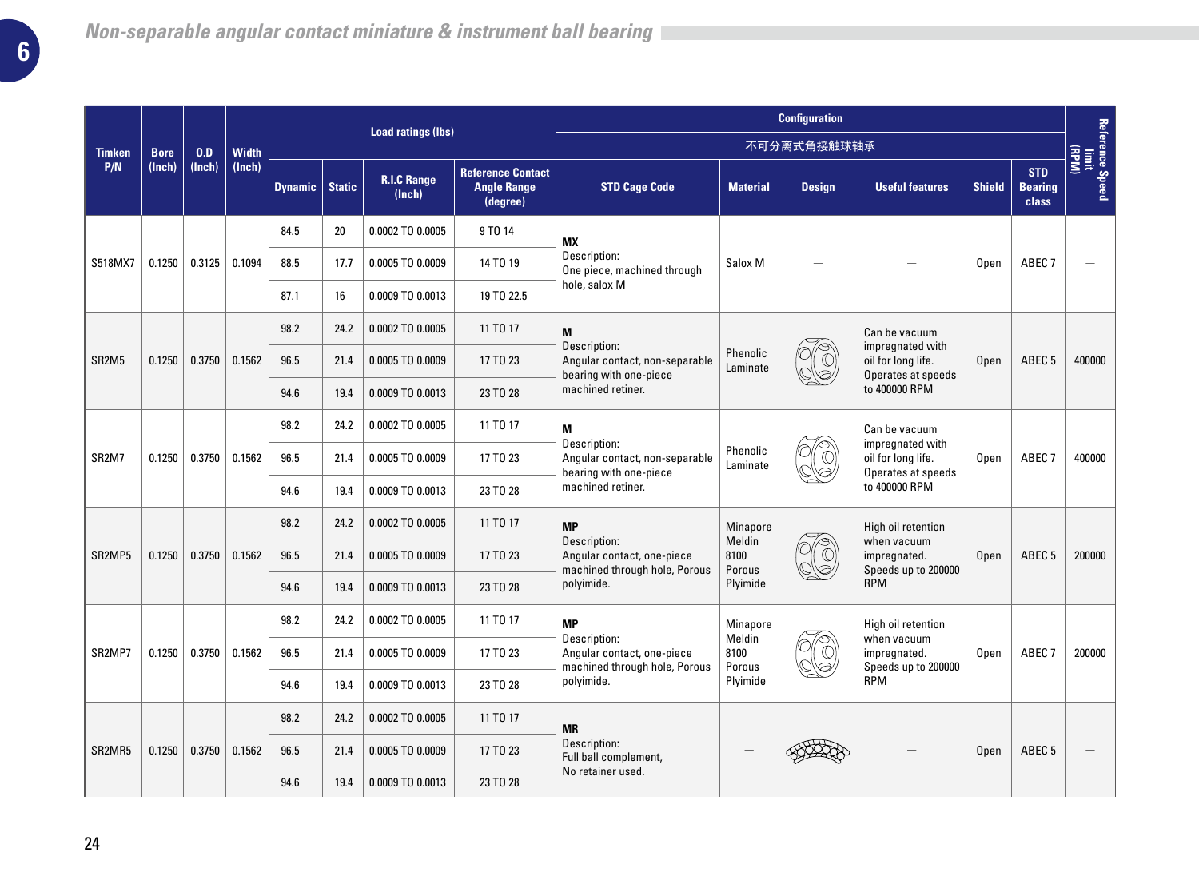## Non-separable angular contact miniature & instrument ball bearing

| Timken P/N | Bore (Inch) | O.D (Inch) | Width (Inch) | Load ratings (lbs) | | | | Configuration 不可分离式角接触球轴承 | | | | | | Reference Speed limit (RPM) |
|---|---|---|---|---|---|---|---|---|---|---|---|---|---|---|
| | | | | Dynamic | Static | R.I.C Range (Inch) | Reference Contact Angle Range (degree) | STD Cage Code | Material | Design | Useful features | Shield | STD Bearing class | |
| S518MX7 | 0.1250 | 0.3125 | 0.1094 | 84.5 | 20 | 0.0002 TO 0.0005 | 9 TO 14 | **MX** Description: One piece, machined through hole, salox M | Salox M | — | — | Open | ABEC 7 | — |
| | | | | 88.5 | 17.7 | 0.0005 TO 0.0009 | 14 TO 19 | | | | | | | |
| | | | | 87.1 | 16 | 0.0009 TO 0.0013 | 19 TO 22.5 | | | | | | | |
| SR2M5 | 0.1250 | 0.3750 | 0.1562 | 98.2 | 24.2 | 0.0002 TO 0.0005 | 11 TO 17 | **M** Description: Angular contact, non-separable bearing with one-piece machined retiner. | Phenolic Laminate | | Can be vacuum impregnated with oil for long life. Operates at speeds to 400000 RPM | Open | ABEC 5 | 400000 |
| | | | | 96.5 | 21.4 | 0.0005 TO 0.0009 | 17 TO 23 | | | | | | | |
| | | | | 94.6 | 19.4 | 0.0009 TO 0.0013 | 23 TO 28 | | | | | | | |
| SR2M7 | 0.1250 | 0.3750 | 0.1562 | 98.2 | 24.2 | 0.0002 TO 0.0005 | 11 TO 17 | **M** Description: Angular contact, non-separable bearing with one-piece machined retiner. | Phenolic Laminate | | Can be vacuum impregnated with oil for long life. Operates at speeds to 400000 RPM | Open | ABEC 7 | 400000 |
| | | | | 96.5 | 21.4 | 0.0005 TO 0.0009 | 17 TO 23 | | | | | | | |
| | | | | 94.6 | 19.4 | 0.0009 TO 0.0013 | 23 TO 28 | | | | | | | |
| SR2MP5 | 0.1250 | 0.3750 | 0.1562 | 98.2 | 24.2 | 0.0002 TO 0.0005 | 11 TO 17 | **MP** Description: Angular contact, one-piece machined through hole, Porous polyimide. | Minapore Meldin 8100 Porous Plyimide | | High oil retention when vacuum impregnated. Speeds up to 200000 RPM | Open | ABEC 5 | 200000 |
| | | | | 96.5 | 21.4 | 0.0005 TO 0.0009 | 17 TO 23 | | | | | | | |
| | | | | 94.6 | 19.4 | 0.0009 TO 0.0013 | 23 TO 28 | | | | | | | |
| SR2MP7 | 0.1250 | 0.3750 | 0.1562 | 98.2 | 24.2 | 0.0002 TO 0.0005 | 11 TO 17 | **MP** Description: Angular contact, one-piece machined through hole, Porous polyimide. | Minapore Meldin 8100 Porous Plyimide | | High oil retention when vacuum impregnated. Speeds up to 200000 RPM | Open | ABEC 7 | 200000 |
| | | | | 96.5 | 21.4 | 0.0005 TO 0.0009 | 17 TO 23 | | | | | | | |
| | | | | 94.6 | 19.4 | 0.0009 TO 0.0013 | 23 TO 28 | | | | | | | |
| SR2MR5 | 0.1250 | 0.3750 | 0.1562 | 98.2 | 24.2 | 0.0002 TO 0.0005 | 11 TO 17 | **MR** Description: Full ball complement, No retainer used. | — | | — | Open | ABEC 5 | — |
| | | | | 96.5 | 21.4 | 0.0005 TO 0.0009 | 17 TO 23 | | | | | | | |
| | | | | 94.6 | 19.4 | 0.0009 TO 0.0013 | 23 TO 28 | | | | | | | |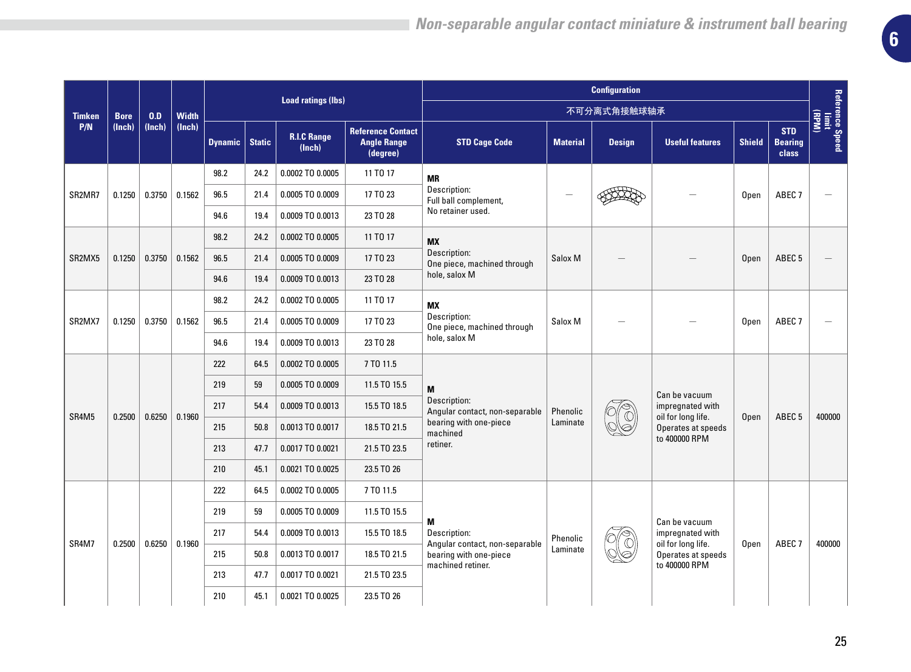## Non-separable angular contact miniature & instrument ball bearing

| Timken P/N | Bore (Inch) | O.D (Inch) | Width (Inch) | Load ratings (lbs) | | | | Configuration 不可分离式角接触球轴承 | | | | | | Reference Speed limit (RPM) |
|---|---|---|---|---|---|---|---|---|---|---|---|---|---|---|
| | | | | Dynamic | Static | R.I.C Range (Inch) | Reference Contact Angle Range (degree) | STD Cage Code | Material | Design | Useful features | Shield | STD Bearing class | |
| SR2MR7 | 0.1250 | 0.3750 | 0.1562 | 98.2 | 24.2 | 0.0002 TO 0.0005 | 11 TO 17 | **MR** Description: Full ball complement, No retainer used. | — | | — | Open | ABEC 7 | — |
| | | | | 96.5 | 21.4 | 0.0005 TO 0.0009 | 17 TO 23 | | | | | | | |
| | | | | 94.6 | 19.4 | 0.0009 TO 0.0013 | 23 TO 28 | | | | | | | |
| SR2MX5 | 0.1250 | 0.3750 | 0.1562 | 98.2 | 24.2 | 0.0002 TO 0.0005 | 11 TO 17 | **MX** Description: One piece, machined through hole, salox M | Salox M | — | — | Open | ABEC 5 | — |
| | | | | 96.5 | 21.4 | 0.0005 TO 0.0009 | 17 TO 23 | | | | | | | |
| | | | | 94.6 | 19.4 | 0.0009 TO 0.0013 | 23 TO 28 | | | | | | | |
| SR2MX7 | 0.1250 | 0.3750 | 0.1562 | 98.2 | 24.2 | 0.0002 TO 0.0005 | 11 TO 17 | **MX** Description: One piece, machined through hole, salox M | Salox M | — | — | Open | ABEC 7 | — |
| | | | | 96.5 | 21.4 | 0.0005 TO 0.0009 | 17 TO 23 | | | | | | | |
| | | | | 94.6 | 19.4 | 0.0009 TO 0.0013 | 23 TO 28 | | | | | | | |
| SR4M5 | 0.2500 | 0.6250 | 0.1960 | 222 | 64.5 | 0.0002 TO 0.0005 | 7 TO 11.5 | **M** Description: Angular contact, non-separable bearing with one-piece machined retiner. | Phenolic Laminate | | Can be vacuum impregnated with oil for long life. Operates at speeds to 400000 RPM | Open | ABEC 5 | 400000 |
| | | | | 219 | 59 | 0.0005 TO 0.0009 | 11.5 TO 15.5 | | | | | | | |
| | | | | 217 | 54.4 | 0.0009 TO 0.0013 | 15.5 TO 18.5 | | | | | | | |
| | | | | 215 | 50.8 | 0.0013 TO 0.0017 | 18.5 TO 21.5 | | | | | | | |
| | | | | 213 | 47.7 | 0.0017 TO 0.0021 | 21.5 TO 23.5 | | | | | | | |
| | | | | 210 | 45.1 | 0.0021 TO 0.0025 | 23.5 TO 26 | | | | | | | |
| SR4M7 | 0.2500 | 0.6250 | 0.1960 | 222 | 64.5 | 0.0002 TO 0.0005 | 7 TO 11.5 | **M** Description: Angular contact, non-separable bearing with one-piece machined retiner. | Phenolic Laminate | | Can be vacuum impregnated with oil for long life. Operates at speeds to 400000 RPM | Open | ABEC 7 | 400000 |
| | | | | 219 | 59 | 0.0005 TO 0.0009 | 11.5 TO 15.5 | | | | | | | |
| | | | | 217 | 54.4 | 0.0009 TO 0.0013 | 15.5 TO 18.5 | | | | | | | |
| | | | | 215 | 50.8 | 0.0013 TO 0.0017 | 18.5 TO 21.5 | | | | | | | |
| | | | | 213 | 47.7 | 0.0017 TO 0.0021 | 21.5 TO 23.5 | | | | | | | |
| | | | | 210 | 45.1 | 0.0021 TO 0.0025 | 23.5 TO 26 | | | | | | | |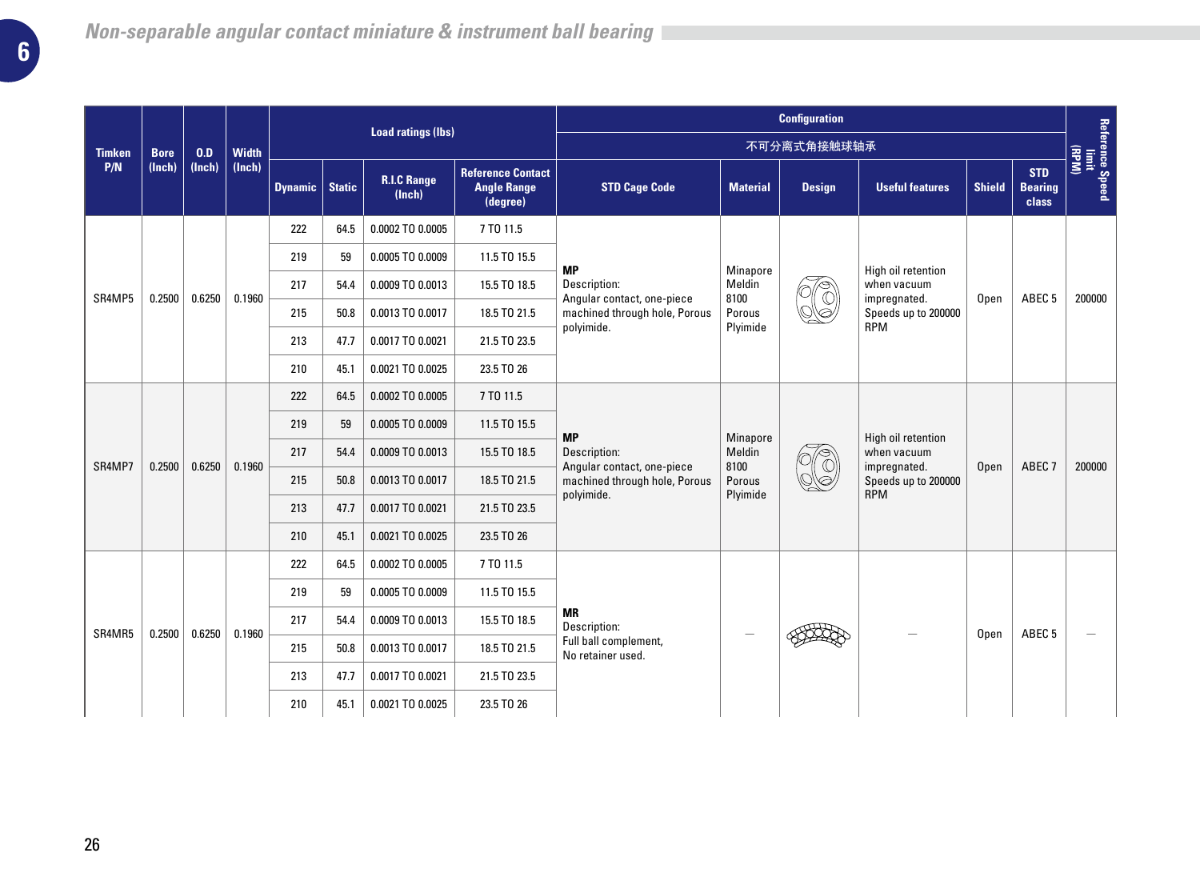## Non-separable angular contact miniature & instrument ball bearing

| Timken P/N | Bore (Inch) | O.D (Inch) | Width (Inch) | Load ratings (lbs) | | | | Configuration 不可分离式角接触球轴承 | | | | | | Reference Speed limit (RPM) |
|---|---|---|---|---|---|---|---|---|---|---|---|---|---|---|
| | | | | Dynamic | Static | R.I.C Range (Inch) | Reference Contact Angle Range (degree) | STD Cage Code | Material | Design | Useful features | Shield | STD Bearing class | |
| SR4MP5 | 0.2500 | 0.6250 | 0.1960 | 222 | 64.5 | 0.0002 TO 0.0005 | 7 TO 11.5 | **MP** Description: Angular contact, one-piece machined through hole, Porous polyimide. | Minapore Meldin 8100 Porous Plyimide | | High oil retention when vacuum impregnated. Speeds up to 200000 RPM | Open | ABEC 5 | 200000 |
| | | | | 219 | 59 | 0.0005 TO 0.0009 | 11.5 TO 15.5 | | | | | | | |
| | | | | 217 | 54.4 | 0.0009 TO 0.0013 | 15.5 TO 18.5 | | | | | | | |
| | | | | 215 | 50.8 | 0.0013 TO 0.0017 | 18.5 TO 21.5 | | | | | | | |
| | | | | 213 | 47.7 | 0.0017 TO 0.0021 | 21.5 TO 23.5 | | | | | | | |
| | | | | 210 | 45.1 | 0.0021 TO 0.0025 | 23.5 TO 26 | | | | | | | |
| SR4MP7 | 0.2500 | 0.6250 | 0.1960 | 222 | 64.5 | 0.0002 TO 0.0005 | 7 TO 11.5 | **MP** Description: Angular contact, one-piece machined through hole, Porous polyimide. | Minapore Meldin 8100 Porous Plyimide | | High oil retention when vacuum impregnated. Speeds up to 200000 RPM | Open | ABEC 7 | 200000 |
| | | | | 219 | 59 | 0.0005 TO 0.0009 | 11.5 TO 15.5 | | | | | | | |
| | | | | 217 | 54.4 | 0.0009 TO 0.0013 | 15.5 TO 18.5 | | | | | | | |
| | | | | 215 | 50.8 | 0.0013 TO 0.0017 | 18.5 TO 21.5 | | | | | | | |
| | | | | 213 | 47.7 | 0.0017 TO 0.0021 | 21.5 TO 23.5 | | | | | | | |
| | | | | 210 | 45.1 | 0.0021 TO 0.0025 | 23.5 TO 26 | | | | | | | |
| SR4MR5 | 0.2500 | 0.6250 | 0.1960 | 222 | 64.5 | 0.0002 TO 0.0005 | 7 TO 11.5 | **MR** Description: Full ball complement, No retainer used. | — | | — | Open | ABEC 5 | — |
| | | | | 219 | 59 | 0.0005 TO 0.0009 | 11.5 TO 15.5 | | | | | | | |
| | | | | 217 | 54.4 | 0.0009 TO 0.0013 | 15.5 TO 18.5 | | | | | | | |
| | | | | 215 | 50.8 | 0.0013 TO 0.0017 | 18.5 TO 21.5 | | | | | | | |
| | | | | 213 | 47.7 | 0.0017 TO 0.0021 | 21.5 TO 23.5 | | | | | | | |
| | | | | 210 | 45.1 | 0.0021 TO 0.0025 | 23.5 TO 26 | | | | | | | |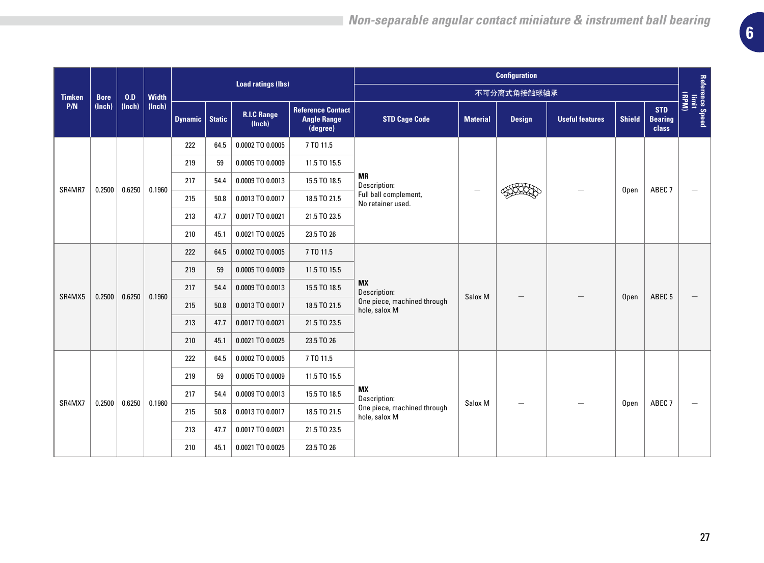| Timken P/N | Bore (Inch) | O.D (Inch) | Width (Inch) | Load ratings (lbs) | | | | Configuration | | | | | | Reference Speed limit (RPM) |
|---|---|---|---|---|---|---|---|---|---|---|---|---|---|---|
| | | | | | | | | 不可分离式角接触球轴承 | | | | | | |
| | | | | Dynamic | Static | R.I.C Range (Inch) | Reference Contact Angle Range (degree) | STD Cage Code | Material | Design | Useful features | Shield | STD Bearing class | |
| SR4MR7 | 0.2500 | 0.6250 | 0.1960 | 222 | 64.5 | 0.0002 TO 0.0005 | 7 TO 11.5 | **MR** Description: Full ball complement, No retainer used. | — | | — | Open | ABEC 7 | — |
| | | | | 219 | 59 | 0.0005 TO 0.0009 | 11.5 TO 15.5 | | | | | | | |
| | | | | 217 | 54.4 | 0.0009 TO 0.0013 | 15.5 TO 18.5 | | | | | | | |
| | | | | 215 | 50.8 | 0.0013 TO 0.0017 | 18.5 TO 21.5 | | | | | | | |
| | | | | 213 | 47.7 | 0.0017 TO 0.0021 | 21.5 TO 23.5 | | | | | | | |
| | | | | 210 | 45.1 | 0.0021 TO 0.0025 | 23.5 TO 26 | | | | | | | |
| SR4MX5 | 0.2500 | 0.6250 | 0.1960 | 222 | 64.5 | 0.0002 TO 0.0005 | 7 TO 11.5 | **MX** Description: One piece, machined through hole, salox M | Salox M | — | — | Open | ABEC 5 | — |
| | | | | 219 | 59 | 0.0005 TO 0.0009 | 11.5 TO 15.5 | | | | | | | |
| | | | | 217 | 54.4 | 0.0009 TO 0.0013 | 15.5 TO 18.5 | | | | | | | |
| | | | | 215 | 50.8 | 0.0013 TO 0.0017 | 18.5 TO 21.5 | | | | | | | |
| | | | | 213 | 47.7 | 0.0017 TO 0.0021 | 21.5 TO 23.5 | | | | | | | |
| | | | | 210 | 45.1 | 0.0021 TO 0.0025 | 23.5 TO 26 | | | | | | | |
| SR4MX7 | 0.2500 | 0.6250 | 0.1960 | 222 | 64.5 | 0.0002 TO 0.0005 | 7 TO 11.5 | **MX** Description: One piece, machined through hole, salox M | Salox M | — | — | Open | ABEC 7 | — |
| | | | | 219 | 59 | 0.0005 TO 0.0009 | 11.5 TO 15.5 | | | | | | | |
| | | | | 217 | 54.4 | 0.0009 TO 0.0013 | 15.5 TO 18.5 | | | | | | | |
| | | | | 215 | 50.8 | 0.0013 TO 0.0017 | 18.5 TO 21.5 | | | | | | | |
| | | | | 213 | 47.7 | 0.0017 TO 0.0021 | 21.5 TO 23.5 | | | | | | | |
| | | | | 210 | 45.1 | 0.0021 TO 0.0025 | 23.5 TO 26 | | | | | | | |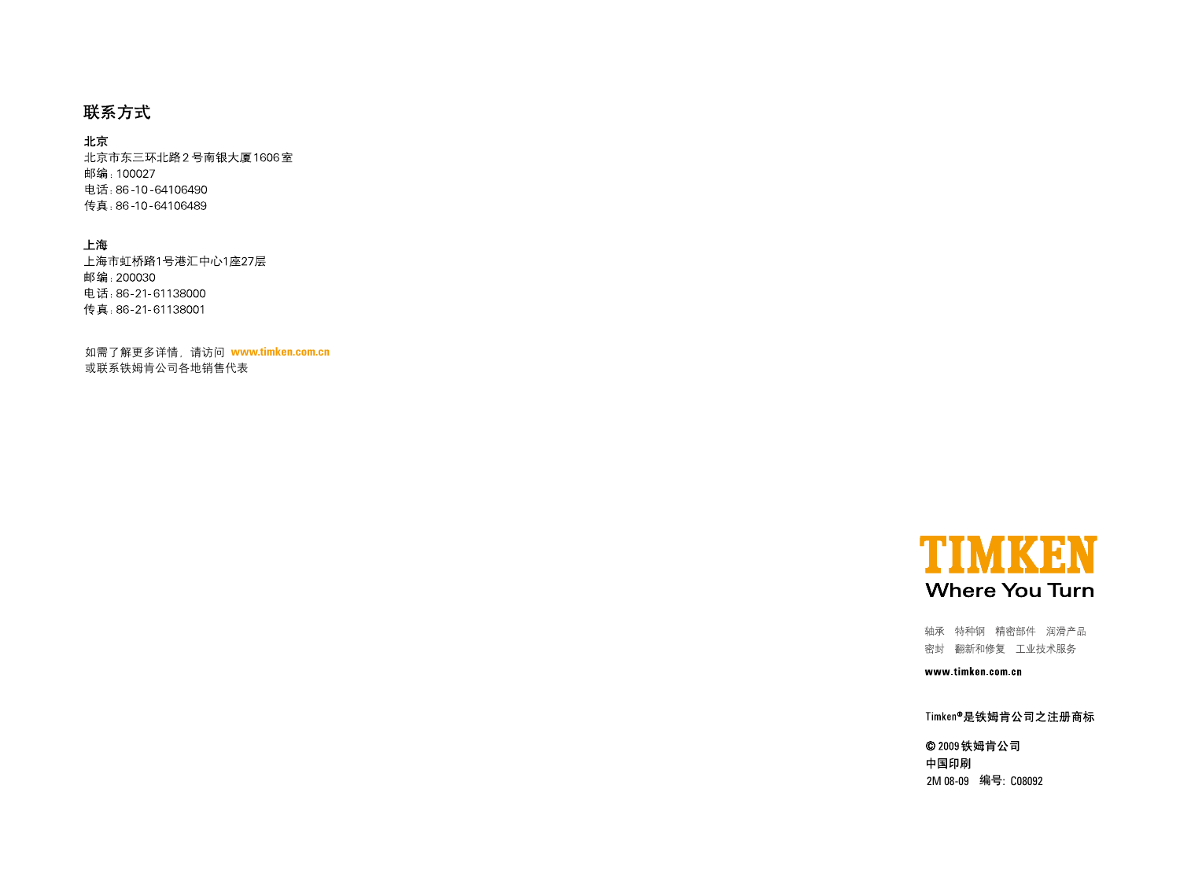## 联系方式

**北京**

北京市东三环北路 2 号南银大厦1606 室
邮编：100027
电话：86-10-64106490
传真：86-10-64106489

**上海**

上海市虹桥路1号港汇中心1座27层
邮编：200030
电话：86-21-61138000
传真：86-21-61138001

如需了解更多详情，请访问 **www.timken.com.cn**
或联系铁姆肯公司各地销售代表

**TIMKEN**
**Where You Turn**

轴承　特种钢　精密部件　润滑产品
密封　翻新和修复　工业技术服务

**www.timken.com.cn**

Timken®是铁姆肯公司之注册商标

© 2009 铁姆肯公司
中国印刷
2M 08-09　编号：C08092